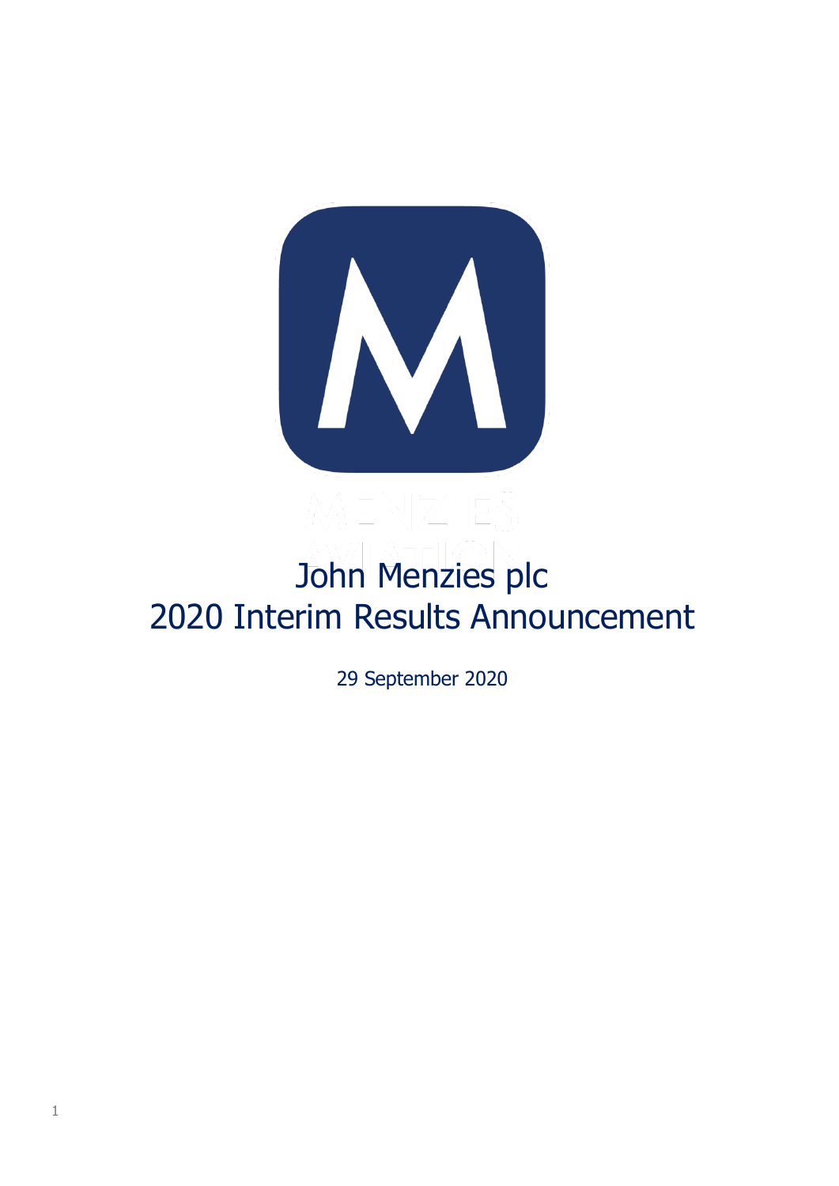# John Menzies plc
# 2020 Interim Results Announcement

29 September 2020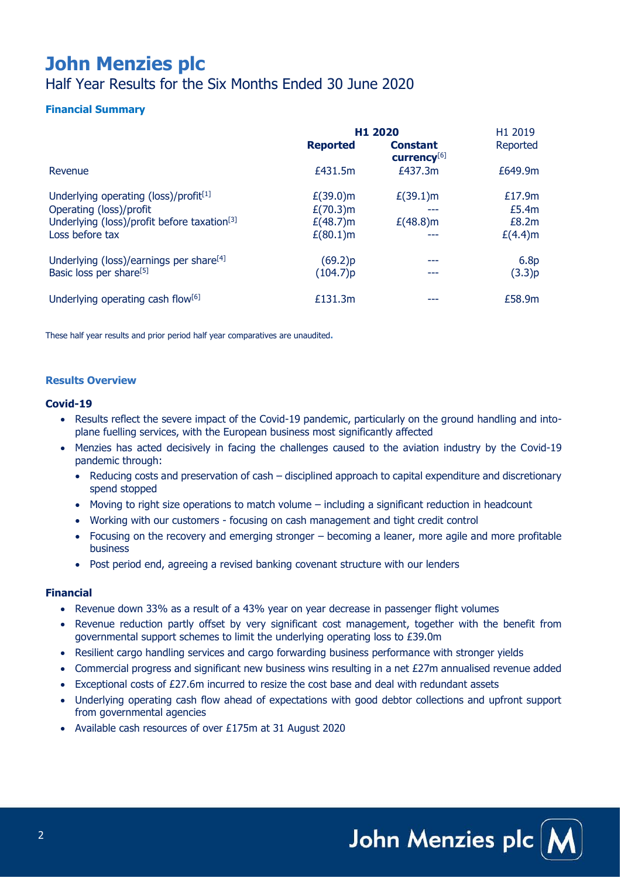# John Menzies plc

Half Year Results for the Six Months Ended 30 June 2020

### Financial Summary

| | H1 2020 | | H1 2019 |
|---|---|---|---|
| | **Reported** | **Constant currency**[6] | Reported |
| Revenue | £431.5m | £437.3m | £649.9m |
| Underlying operating (loss)/profit[1] | £(39.0)m | £(39.1)m | £17.9m |
| Operating (loss)/profit | £(70.3)m | --- | £5.4m |
| Underlying (loss)/profit before taxation[3] | £(48.7)m | £(48.8)m | £8.2m |
| Loss before tax | £(80.1)m | --- | £(4.4)m |
| Underlying (loss)/earnings per share[4] | (69.2)p | --- | 6.8p |
| Basic loss per share[5] | (104.7)p | --- | (3.3)p |
| Underlying operating cash flow[6] | £131.3m | --- | £58.9m |

These half year results and prior period half year comparatives are unaudited.

### Results Overview

**Covid-19**

- Results reflect the severe impact of the Covid-19 pandemic, particularly on the ground handling and into-plane fuelling services, with the European business most significantly affected
- Menzies has acted decisively in facing the challenges caused to the aviation industry by the Covid-19 pandemic through:
  - Reducing costs and preservation of cash – disciplined approach to capital expenditure and discretionary spend stopped
  - Moving to right size operations to match volume – including a significant reduction in headcount
  - Working with our customers - focusing on cash management and tight credit control
  - Focusing on the recovery and emerging stronger – becoming a leaner, more agile and more profitable business
  - Post period end, agreeing a revised banking covenant structure with our lenders

**Financial**

- Revenue down 33% as a result of a 43% year on year decrease in passenger flight volumes
- Revenue reduction partly offset by very significant cost management, together with the benefit from governmental support schemes to limit the underlying operating loss to £39.0m
- Resilient cargo handling services and cargo forwarding business performance with stronger yields
- Commercial progress and significant new business wins resulting in a net £27m annualised revenue added
- Exceptional costs of £27.6m incurred to resize the cost base and deal with redundant assets
- Underlying operating cash flow ahead of expectations with good debtor collections and upfront support from governmental agencies
- Available cash resources of over £175m at 31 August 2020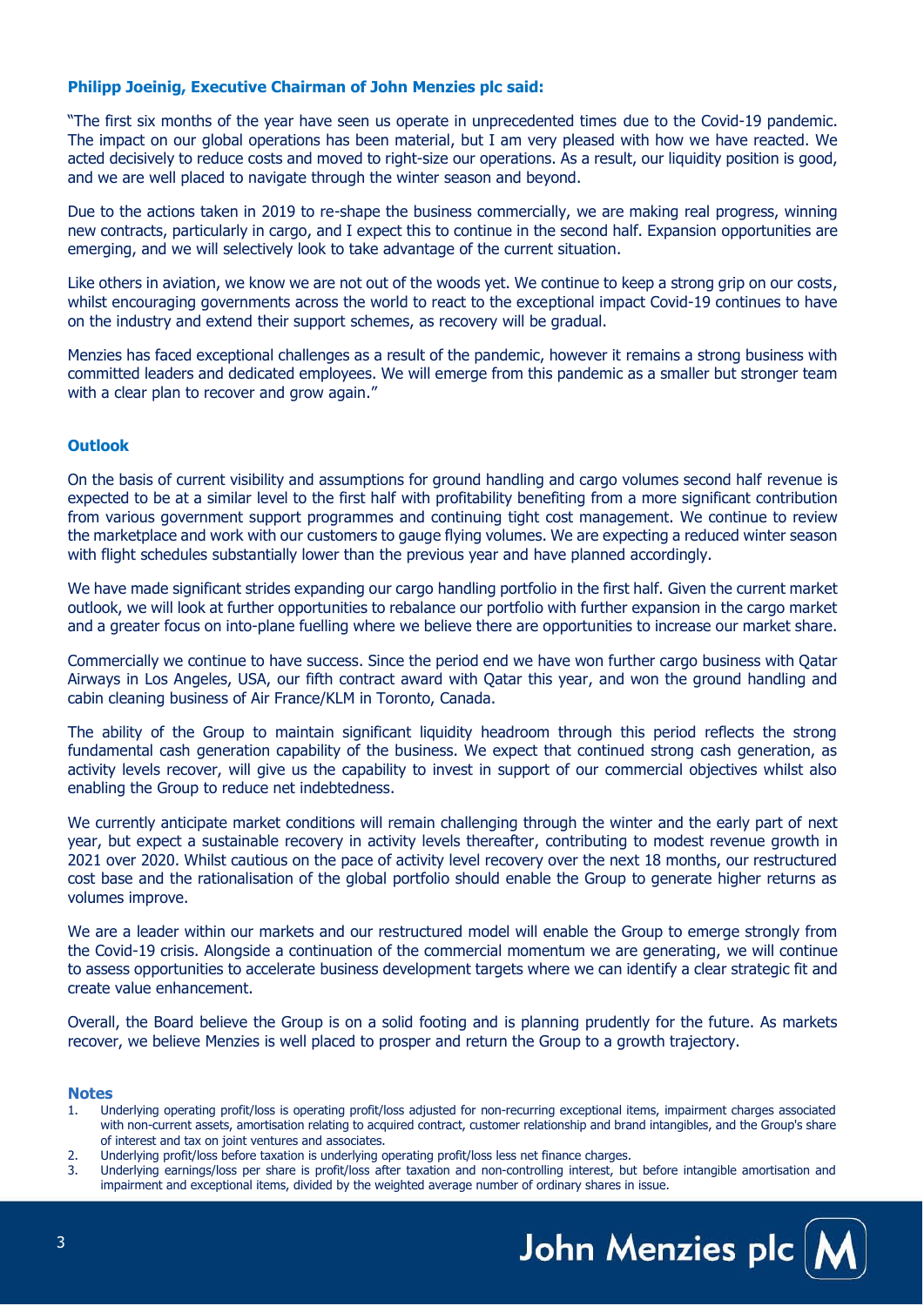**Philipp Joeinig, Executive Chairman of John Menzies plc said:**

"The first six months of the year have seen us operate in unprecedented times due to the Covid-19 pandemic. The impact on our global operations has been material, but I am very pleased with how we have reacted. We acted decisively to reduce costs and moved to right-size our operations. As a result, our liquidity position is good, and we are well placed to navigate through the winter season and beyond.

Due to the actions taken in 2019 to re-shape the business commercially, we are making real progress, winning new contracts, particularly in cargo, and I expect this to continue in the second half. Expansion opportunities are emerging, and we will selectively look to take advantage of the current situation.

Like others in aviation, we know we are not out of the woods yet. We continue to keep a strong grip on our costs, whilst encouraging governments across the world to react to the exceptional impact Covid-19 continues to have on the industry and extend their support schemes, as recovery will be gradual.

Menzies has faced exceptional challenges as a result of the pandemic, however it remains a strong business with committed leaders and dedicated employees. We will emerge from this pandemic as a smaller but stronger team with a clear plan to recover and grow again."

## Outlook

On the basis of current visibility and assumptions for ground handling and cargo volumes second half revenue is expected to be at a similar level to the first half with profitability benefiting from a more significant contribution from various government support programmes and continuing tight cost management. We continue to review the marketplace and work with our customers to gauge flying volumes. We are expecting a reduced winter season with flight schedules substantially lower than the previous year and have planned accordingly.

We have made significant strides expanding our cargo handling portfolio in the first half. Given the current market outlook, we will look at further opportunities to rebalance our portfolio with further expansion in the cargo market and a greater focus on into-plane fuelling where we believe there are opportunities to increase our market share.

Commercially we continue to have success. Since the period end we have won further cargo business with Qatar Airways in Los Angeles, USA, our fifth contract award with Qatar this year, and won the ground handling and cabin cleaning business of Air France/KLM in Toronto, Canada.

The ability of the Group to maintain significant liquidity headroom through this period reflects the strong fundamental cash generation capability of the business. We expect that continued strong cash generation, as activity levels recover, will give us the capability to invest in support of our commercial objectives whilst also enabling the Group to reduce net indebtedness.

We currently anticipate market conditions will remain challenging through the winter and the early part of next year, but expect a sustainable recovery in activity levels thereafter, contributing to modest revenue growth in 2021 over 2020. Whilst cautious on the pace of activity level recovery over the next 18 months, our restructured cost base and the rationalisation of the global portfolio should enable the Group to generate higher returns as volumes improve.

We are a leader within our markets and our restructured model will enable the Group to emerge strongly from the Covid-19 crisis. Alongside a continuation of the commercial momentum we are generating, we will continue to assess opportunities to accelerate business development targets where we can identify a clear strategic fit and create value enhancement.

Overall, the Board believe the Group is on a solid footing and is planning prudently for the future. As markets recover, we believe Menzies is well placed to prosper and return the Group to a growth trajectory.

### Notes

1. Underlying operating profit/loss is operating profit/loss adjusted for non-recurring exceptional items, impairment charges associated with non-current assets, amortisation relating to acquired contract, customer relationship and brand intangibles, and the Group's share of interest and tax on joint ventures and associates.
2. Underlying profit/loss before taxation is underlying operating profit/loss less net finance charges.
3. Underlying earnings/loss per share is profit/loss after taxation and non-controlling interest, but before intangible amortisation and impairment and exceptional items, divided by the weighted average number of ordinary shares in issue.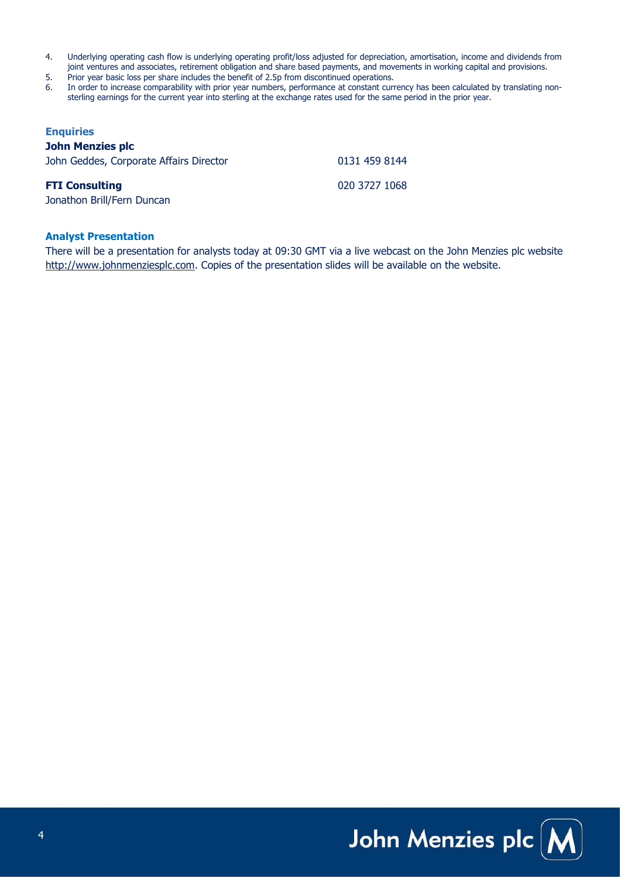4. Underlying operating cash flow is underlying operating profit/loss adjusted for depreciation, amortisation, income and dividends from joint ventures and associates, retirement obligation and share based payments, and movements in working capital and provisions.
5. Prior year basic loss per share includes the benefit of 2.5p from discontinued operations.
6. In order to increase comparability with prior year numbers, performance at constant currency has been calculated by translating non-sterling earnings for the current year into sterling at the exchange rates used for the same period in the prior year.

### Enquiries

**John Menzies plc**

John Geddes, Corporate Affairs Director 0131 459 8144

**FTI Consulting** 020 3727 1068

Jonathon Brill/Fern Duncan

### Analyst Presentation

There will be a presentation for analysts today at 09:30 GMT via a live webcast on the John Menzies plc website http://www.johnmenziesplc.com. Copies of the presentation slides will be available on the website.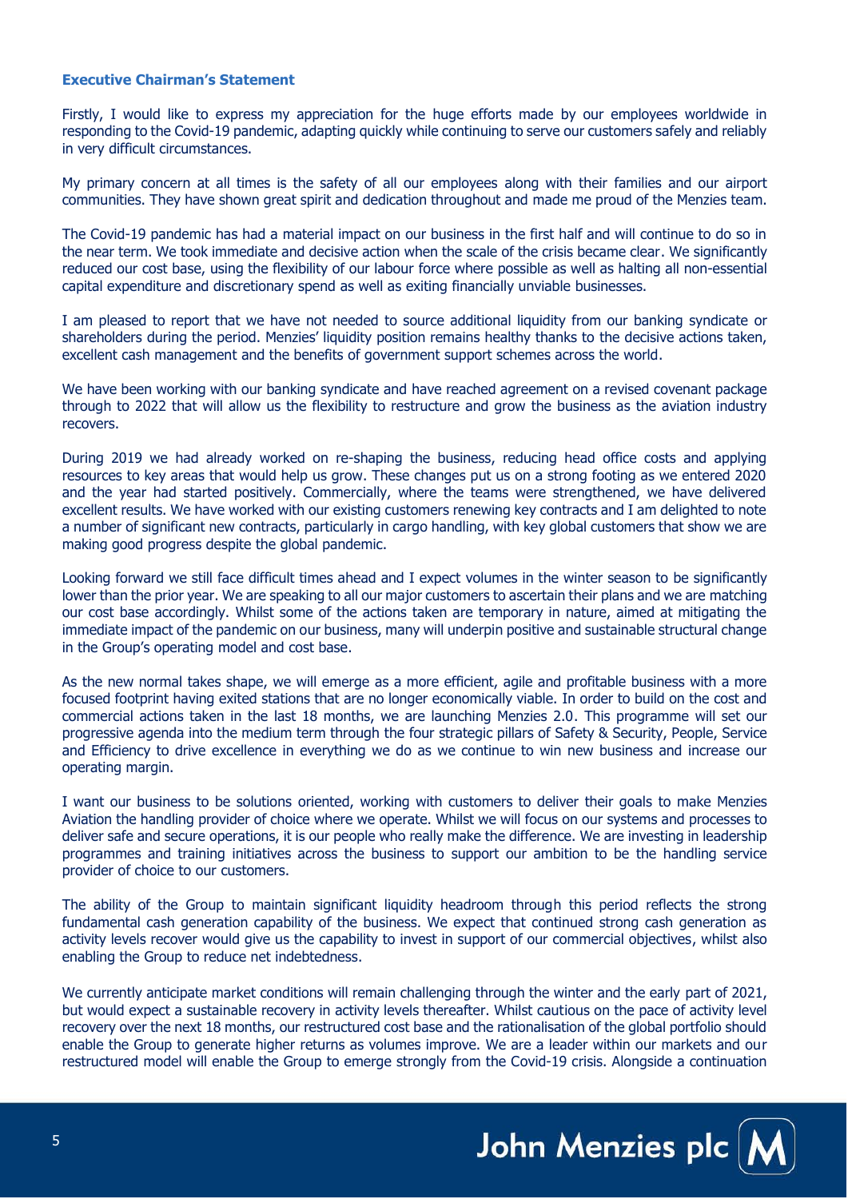### Executive Chairman's Statement

Firstly, I would like to express my appreciation for the huge efforts made by our employees worldwide in responding to the Covid-19 pandemic, adapting quickly while continuing to serve our customers safely and reliably in very difficult circumstances.

My primary concern at all times is the safety of all our employees along with their families and our airport communities. They have shown great spirit and dedication throughout and made me proud of the Menzies team.

The Covid-19 pandemic has had a material impact on our business in the first half and will continue to do so in the near term. We took immediate and decisive action when the scale of the crisis became clear. We significantly reduced our cost base, using the flexibility of our labour force where possible as well as halting all non-essential capital expenditure and discretionary spend as well as exiting financially unviable businesses.

I am pleased to report that we have not needed to source additional liquidity from our banking syndicate or shareholders during the period. Menzies' liquidity position remains healthy thanks to the decisive actions taken, excellent cash management and the benefits of government support schemes across the world.

We have been working with our banking syndicate and have reached agreement on a revised covenant package through to 2022 that will allow us the flexibility to restructure and grow the business as the aviation industry recovers.

During 2019 we had already worked on re-shaping the business, reducing head office costs and applying resources to key areas that would help us grow. These changes put us on a strong footing as we entered 2020 and the year had started positively. Commercially, where the teams were strengthened, we have delivered excellent results. We have worked with our existing customers renewing key contracts and I am delighted to note a number of significant new contracts, particularly in cargo handling, with key global customers that show we are making good progress despite the global pandemic.

Looking forward we still face difficult times ahead and I expect volumes in the winter season to be significantly lower than the prior year. We are speaking to all our major customers to ascertain their plans and we are matching our cost base accordingly. Whilst some of the actions taken are temporary in nature, aimed at mitigating the immediate impact of the pandemic on our business, many will underpin positive and sustainable structural change in the Group's operating model and cost base.

As the new normal takes shape, we will emerge as a more efficient, agile and profitable business with a more focused footprint having exited stations that are no longer economically viable. In order to build on the cost and commercial actions taken in the last 18 months, we are launching Menzies 2.0. This programme will set our progressive agenda into the medium term through the four strategic pillars of Safety & Security, People, Service and Efficiency to drive excellence in everything we do as we continue to win new business and increase our operating margin.

I want our business to be solutions oriented, working with customers to deliver their goals to make Menzies Aviation the handling provider of choice where we operate. Whilst we will focus on our systems and processes to deliver safe and secure operations, it is our people who really make the difference. We are investing in leadership programmes and training initiatives across the business to support our ambition to be the handling service provider of choice to our customers.

The ability of the Group to maintain significant liquidity headroom through this period reflects the strong fundamental cash generation capability of the business. We expect that continued strong cash generation as activity levels recover would give us the capability to invest in support of our commercial objectives, whilst also enabling the Group to reduce net indebtedness.

We currently anticipate market conditions will remain challenging through the winter and the early part of 2021, but would expect a sustainable recovery in activity levels thereafter. Whilst cautious on the pace of activity level recovery over the next 18 months, our restructured cost base and the rationalisation of the global portfolio should enable the Group to generate higher returns as volumes improve. We are a leader within our markets and our restructured model will enable the Group to emerge strongly from the Covid-19 crisis. Alongside a continuation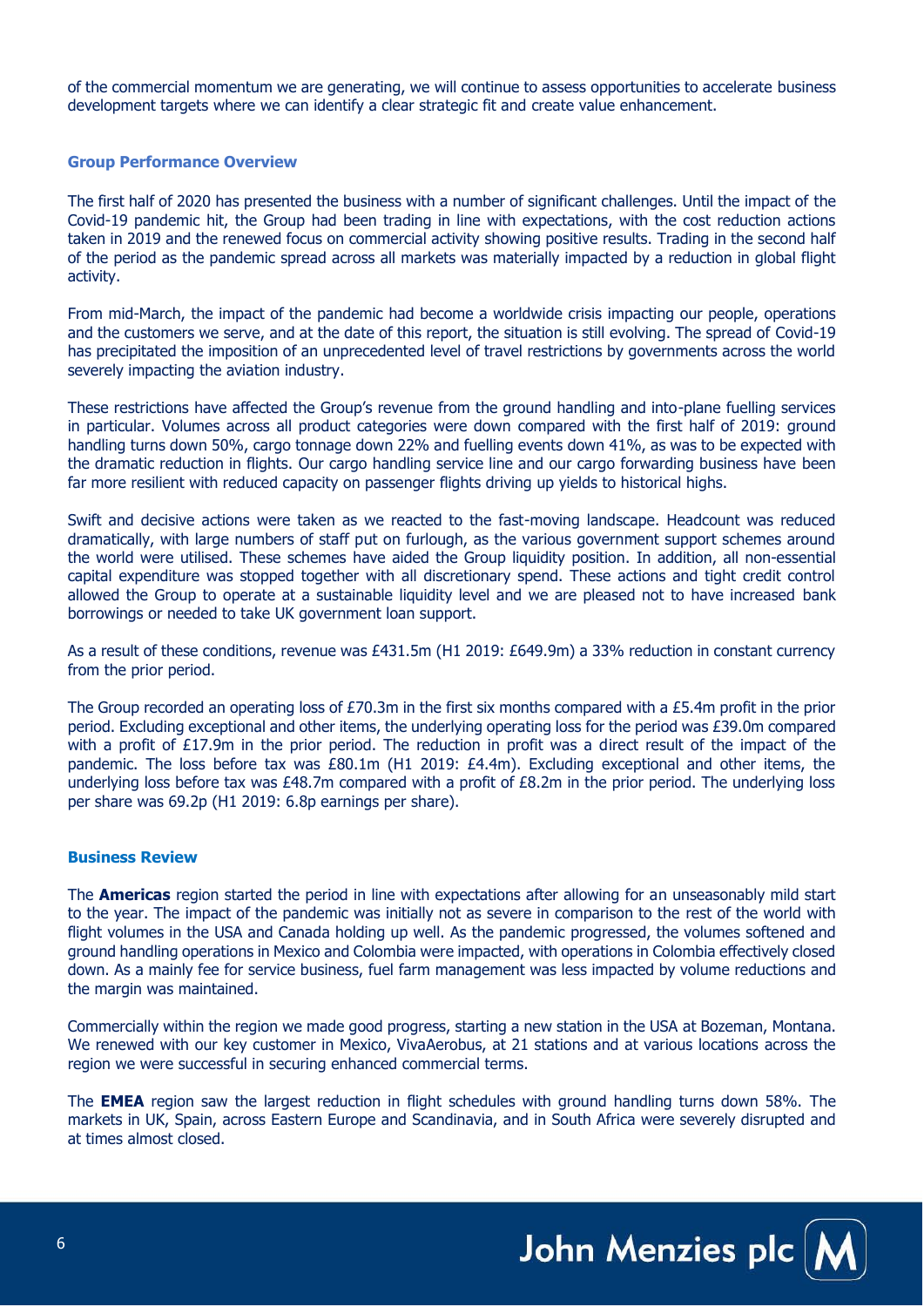of the commercial momentum we are generating, we will continue to assess opportunities to accelerate business development targets where we can identify a clear strategic fit and create value enhancement.

### Group Performance Overview

The first half of 2020 has presented the business with a number of significant challenges. Until the impact of the Covid-19 pandemic hit, the Group had been trading in line with expectations, with the cost reduction actions taken in 2019 and the renewed focus on commercial activity showing positive results. Trading in the second half of the period as the pandemic spread across all markets was materially impacted by a reduction in global flight activity.

From mid-March, the impact of the pandemic had become a worldwide crisis impacting our people, operations and the customers we serve, and at the date of this report, the situation is still evolving. The spread of Covid-19 has precipitated the imposition of an unprecedented level of travel restrictions by governments across the world severely impacting the aviation industry.

These restrictions have affected the Group's revenue from the ground handling and into-plane fuelling services in particular. Volumes across all product categories were down compared with the first half of 2019: ground handling turns down 50%, cargo tonnage down 22% and fuelling events down 41%, as was to be expected with the dramatic reduction in flights. Our cargo handling service line and our cargo forwarding business have been far more resilient with reduced capacity on passenger flights driving up yields to historical highs.

Swift and decisive actions were taken as we reacted to the fast-moving landscape. Headcount was reduced dramatically, with large numbers of staff put on furlough, as the various government support schemes around the world were utilised. These schemes have aided the Group liquidity position. In addition, all non-essential capital expenditure was stopped together with all discretionary spend. These actions and tight credit control allowed the Group to operate at a sustainable liquidity level and we are pleased not to have increased bank borrowings or needed to take UK government loan support.

As a result of these conditions, revenue was £431.5m (H1 2019: £649.9m) a 33% reduction in constant currency from the prior period.

The Group recorded an operating loss of £70.3m in the first six months compared with a £5.4m profit in the prior period. Excluding exceptional and other items, the underlying operating loss for the period was £39.0m compared with a profit of £17.9m in the prior period. The reduction in profit was a direct result of the impact of the pandemic. The loss before tax was £80.1m (H1 2019: £4.4m). Excluding exceptional and other items, the underlying loss before tax was £48.7m compared with a profit of £8.2m in the prior period. The underlying loss per share was 69.2p (H1 2019: 6.8p earnings per share).

### Business Review

The **Americas** region started the period in line with expectations after allowing for an unseasonably mild start to the year. The impact of the pandemic was initially not as severe in comparison to the rest of the world with flight volumes in the USA and Canada holding up well. As the pandemic progressed, the volumes softened and ground handling operations in Mexico and Colombia were impacted, with operations in Colombia effectively closed down. As a mainly fee for service business, fuel farm management was less impacted by volume reductions and the margin was maintained.

Commercially within the region we made good progress, starting a new station in the USA at Bozeman, Montana. We renewed with our key customer in Mexico, VivaAerobus, at 21 stations and at various locations across the region we were successful in securing enhanced commercial terms.

The **EMEA** region saw the largest reduction in flight schedules with ground handling turns down 58%. The markets in UK, Spain, across Eastern Europe and Scandinavia, and in South Africa were severely disrupted and at times almost closed.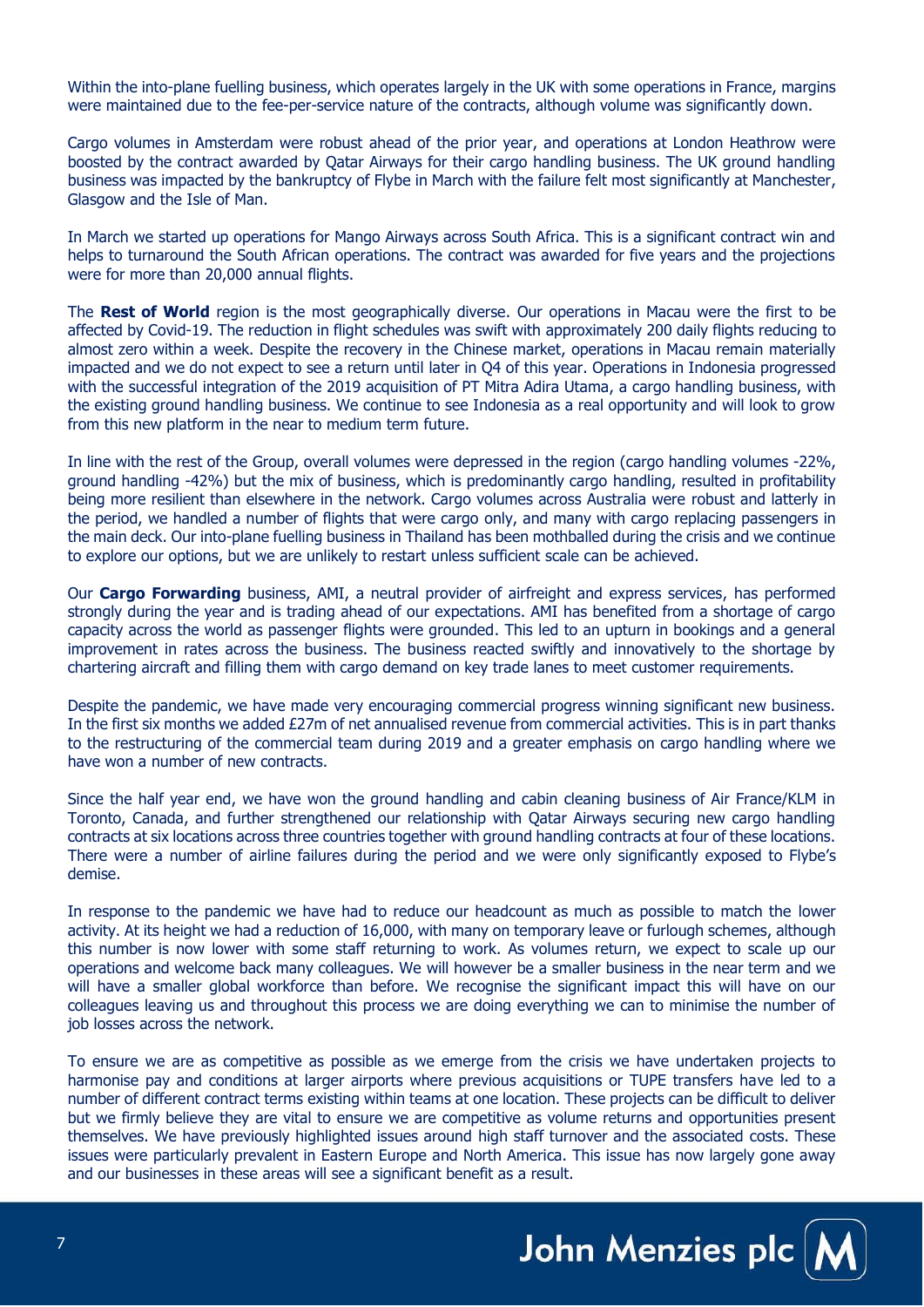Within the into-plane fuelling business, which operates largely in the UK with some operations in France, margins were maintained due to the fee-per-service nature of the contracts, although volume was significantly down.

Cargo volumes in Amsterdam were robust ahead of the prior year, and operations at London Heathrow were boosted by the contract awarded by Qatar Airways for their cargo handling business. The UK ground handling business was impacted by the bankruptcy of Flybe in March with the failure felt most significantly at Manchester, Glasgow and the Isle of Man.

In March we started up operations for Mango Airways across South Africa. This is a significant contract win and helps to turnaround the South African operations. The contract was awarded for five years and the projections were for more than 20,000 annual flights.

The **Rest of World** region is the most geographically diverse. Our operations in Macau were the first to be affected by Covid-19. The reduction in flight schedules was swift with approximately 200 daily flights reducing to almost zero within a week. Despite the recovery in the Chinese market, operations in Macau remain materially impacted and we do not expect to see a return until later in Q4 of this year. Operations in Indonesia progressed with the successful integration of the 2019 acquisition of PT Mitra Adira Utama, a cargo handling business, with the existing ground handling business. We continue to see Indonesia as a real opportunity and will look to grow from this new platform in the near to medium term future.

In line with the rest of the Group, overall volumes were depressed in the region (cargo handling volumes -22%, ground handling -42%) but the mix of business, which is predominantly cargo handling, resulted in profitability being more resilient than elsewhere in the network. Cargo volumes across Australia were robust and latterly in the period, we handled a number of flights that were cargo only, and many with cargo replacing passengers in the main deck. Our into-plane fuelling business in Thailand has been mothballed during the crisis and we continue to explore our options, but we are unlikely to restart unless sufficient scale can be achieved.

Our **Cargo Forwarding** business, AMI, a neutral provider of airfreight and express services, has performed strongly during the year and is trading ahead of our expectations. AMI has benefited from a shortage of cargo capacity across the world as passenger flights were grounded. This led to an upturn in bookings and a general improvement in rates across the business. The business reacted swiftly and innovatively to the shortage by chartering aircraft and filling them with cargo demand on key trade lanes to meet customer requirements.

Despite the pandemic, we have made very encouraging commercial progress winning significant new business. In the first six months we added £27m of net annualised revenue from commercial activities. This is in part thanks to the restructuring of the commercial team during 2019 and a greater emphasis on cargo handling where we have won a number of new contracts.

Since the half year end, we have won the ground handling and cabin cleaning business of Air France/KLM in Toronto, Canada, and further strengthened our relationship with Qatar Airways securing new cargo handling contracts at six locations across three countries together with ground handling contracts at four of these locations. There were a number of airline failures during the period and we were only significantly exposed to Flybe's demise.

In response to the pandemic we have had to reduce our headcount as much as possible to match the lower activity. At its height we had a reduction of 16,000, with many on temporary leave or furlough schemes, although this number is now lower with some staff returning to work. As volumes return, we expect to scale up our operations and welcome back many colleagues. We will however be a smaller business in the near term and we will have a smaller global workforce than before. We recognise the significant impact this will have on our colleagues leaving us and throughout this process we are doing everything we can to minimise the number of job losses across the network.

To ensure we are as competitive as possible as we emerge from the crisis we have undertaken projects to harmonise pay and conditions at larger airports where previous acquisitions or TUPE transfers have led to a number of different contract terms existing within teams at one location. These projects can be difficult to deliver but we firmly believe they are vital to ensure we are competitive as volume returns and opportunities present themselves. We have previously highlighted issues around high staff turnover and the associated costs. These issues were particularly prevalent in Eastern Europe and North America. This issue has now largely gone away and our businesses in these areas will see a significant benefit as a result.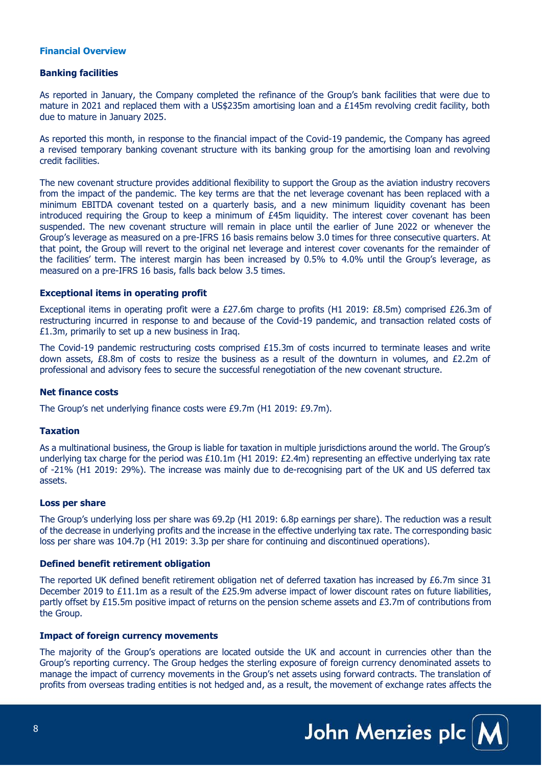## Financial Overview

### Banking facilities

As reported in January, the Company completed the refinance of the Group's bank facilities that were due to mature in 2021 and replaced them with a US$235m amortising loan and a £145m revolving credit facility, both due to mature in January 2025.

As reported this month, in response to the financial impact of the Covid-19 pandemic, the Company has agreed a revised temporary banking covenant structure with its banking group for the amortising loan and revolving credit facilities.

The new covenant structure provides additional flexibility to support the Group as the aviation industry recovers from the impact of the pandemic. The key terms are that the net leverage covenant has been replaced with a minimum EBITDA covenant tested on a quarterly basis, and a new minimum liquidity covenant has been introduced requiring the Group to keep a minimum of £45m liquidity. The interest cover covenant has been suspended. The new covenant structure will remain in place until the earlier of June 2022 or whenever the Group's leverage as measured on a pre-IFRS 16 basis remains below 3.0 times for three consecutive quarters. At that point, the Group will revert to the original net leverage and interest cover covenants for the remainder of the facilities' term. The interest margin has been increased by 0.5% to 4.0% until the Group's leverage, as measured on a pre-IFRS 16 basis, falls back below 3.5 times.

### Exceptional items in operating profit

Exceptional items in operating profit were a £27.6m charge to profits (H1 2019: £8.5m) comprised £26.3m of restructuring incurred in response to and because of the Covid-19 pandemic, and transaction related costs of £1.3m, primarily to set up a new business in Iraq.

The Covid-19 pandemic restructuring costs comprised £15.3m of costs incurred to terminate leases and write down assets, £8.8m of costs to resize the business as a result of the downturn in volumes, and £2.2m of professional and advisory fees to secure the successful renegotiation of the new covenant structure.

### Net finance costs

The Group's net underlying finance costs were £9.7m (H1 2019: £9.7m).

### Taxation

As a multinational business, the Group is liable for taxation in multiple jurisdictions around the world. The Group's underlying tax charge for the period was £10.1m (H1 2019: £2.4m) representing an effective underlying tax rate of -21% (H1 2019: 29%). The increase was mainly due to de-recognising part of the UK and US deferred tax assets.

### Loss per share

The Group's underlying loss per share was 69.2p (H1 2019: 6.8p earnings per share). The reduction was a result of the decrease in underlying profits and the increase in the effective underlying tax rate. The corresponding basic loss per share was 104.7p (H1 2019: 3.3p per share for continuing and discontinued operations).

### Defined benefit retirement obligation

The reported UK defined benefit retirement obligation net of deferred taxation has increased by £6.7m since 31 December 2019 to £11.1m as a result of the £25.9m adverse impact of lower discount rates on future liabilities, partly offset by £15.5m positive impact of returns on the pension scheme assets and £3.7m of contributions from the Group.

### Impact of foreign currency movements

The majority of the Group's operations are located outside the UK and account in currencies other than the Group's reporting currency. The Group hedges the sterling exposure of foreign currency denominated assets to manage the impact of currency movements in the Group's net assets using forward contracts. The translation of profits from overseas trading entities is not hedged and, as a result, the movement of exchange rates affects the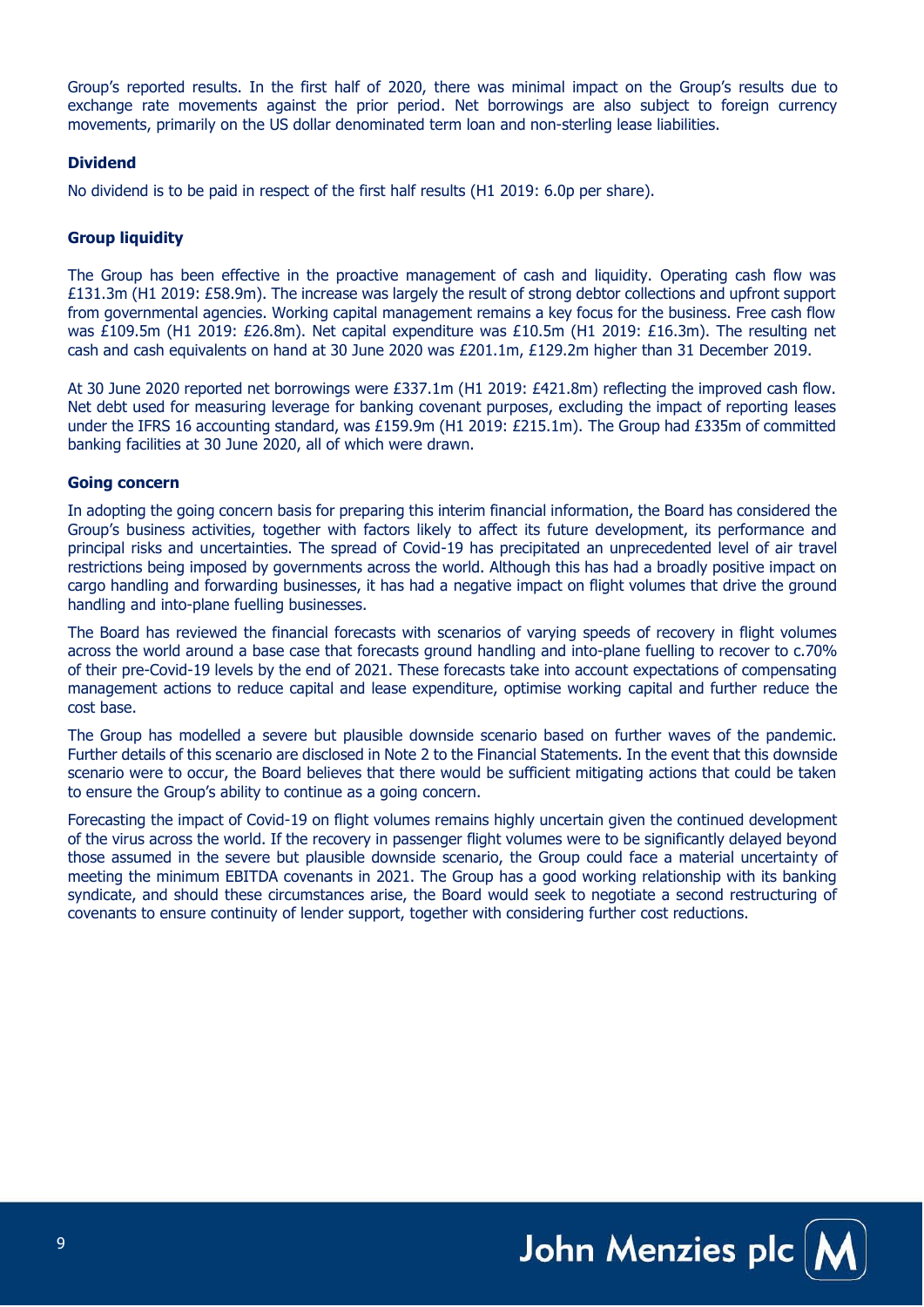Group's reported results. In the first half of 2020, there was minimal impact on the Group's results due to exchange rate movements against the prior period. Net borrowings are also subject to foreign currency movements, primarily on the US dollar denominated term loan and non-sterling lease liabilities.

**Dividend**

No dividend is to be paid in respect of the first half results (H1 2019: 6.0p per share).

**Group liquidity**

The Group has been effective in the proactive management of cash and liquidity. Operating cash flow was £131.3m (H1 2019: £58.9m). The increase was largely the result of strong debtor collections and upfront support from governmental agencies. Working capital management remains a key focus for the business. Free cash flow was £109.5m (H1 2019: £26.8m). Net capital expenditure was £10.5m (H1 2019: £16.3m). The resulting net cash and cash equivalents on hand at 30 June 2020 was £201.1m, £129.2m higher than 31 December 2019.

At 30 June 2020 reported net borrowings were £337.1m (H1 2019: £421.8m) reflecting the improved cash flow. Net debt used for measuring leverage for banking covenant purposes, excluding the impact of reporting leases under the IFRS 16 accounting standard, was £159.9m (H1 2019: £215.1m). The Group had £335m of committed banking facilities at 30 June 2020, all of which were drawn.

**Going concern**

In adopting the going concern basis for preparing this interim financial information, the Board has considered the Group's business activities, together with factors likely to affect its future development, its performance and principal risks and uncertainties. The spread of Covid-19 has precipitated an unprecedented level of air travel restrictions being imposed by governments across the world. Although this has had a broadly positive impact on cargo handling and forwarding businesses, it has had a negative impact on flight volumes that drive the ground handling and into-plane fuelling businesses.

The Board has reviewed the financial forecasts with scenarios of varying speeds of recovery in flight volumes across the world around a base case that forecasts ground handling and into-plane fuelling to recover to c.70% of their pre-Covid-19 levels by the end of 2021. These forecasts take into account expectations of compensating management actions to reduce capital and lease expenditure, optimise working capital and further reduce the cost base.

The Group has modelled a severe but plausible downside scenario based on further waves of the pandemic. Further details of this scenario are disclosed in Note 2 to the Financial Statements. In the event that this downside scenario were to occur, the Board believes that there would be sufficient mitigating actions that could be taken to ensure the Group's ability to continue as a going concern.

Forecasting the impact of Covid-19 on flight volumes remains highly uncertain given the continued development of the virus across the world. If the recovery in passenger flight volumes were to be significantly delayed beyond those assumed in the severe but plausible downside scenario, the Group could face a material uncertainty of meeting the minimum EBITDA covenants in 2021. The Group has a good working relationship with its banking syndicate, and should these circumstances arise, the Board would seek to negotiate a second restructuring of covenants to ensure continuity of lender support, together with considering further cost reductions.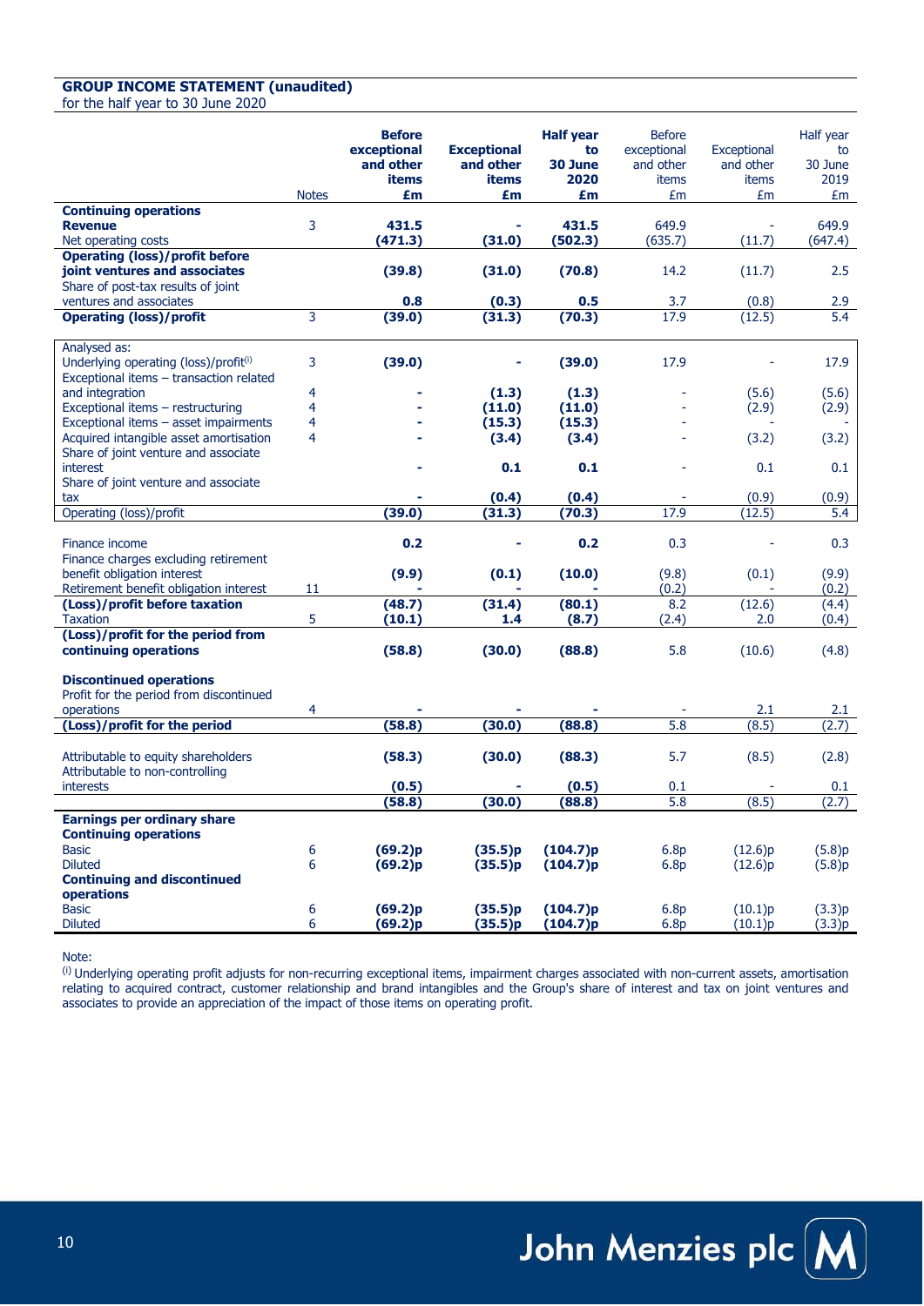**GROUP INCOME STATEMENT (unaudited)**
for the half year to 30 June 2020

| | Notes | **Before exceptional and other items £m** | **Exceptional and other items £m** | **Half year to 30 June 2020 £m** | Before exceptional and other items £m | Exceptional and other items £m | Half year to 30 June 2019 £m |
|---|---|---|---|---|---|---|---|
| **Continuing operations** | | | | | | | |
| **Revenue** | 3 | **431.5** | **-** | **431.5** | 649.9 | - | 649.9 |
| Net operating costs | | **(471.3)** | **(31.0)** | **(502.3)** | (635.7) | (11.7) | (647.4) |
| **Operating (loss)/profit before joint ventures and associates** | | **(39.8)** | **(31.0)** | **(70.8)** | 14.2 | (11.7) | 2.5 |
| Share of post-tax results of joint ventures and associates | | **0.8** | **(0.3)** | **0.5** | 3.7 | (0.8) | 2.9 |
| **Operating (loss)/profit** | 3 | **(39.0)** | **(31.3)** | **(70.3)** | 17.9 | (12.5) | 5.4 |
| Analysed as: | | | | | | | |
| Underlying operating (loss)/profit[(i)] | 3 | **(39.0)** | **-** | **(39.0)** | 17.9 | - | 17.9 |
| Exceptional items – transaction related and integration | 4 | **-** | **(1.3)** | **(1.3)** | - | (5.6) | (5.6) |
| Exceptional items – restructuring | 4 | **-** | **(11.0)** | **(11.0)** | - | (2.9) | (2.9) |
| Exceptional items – asset impairments | 4 | **-** | **(15.3)** | **(15.3)** | - | - | - |
| Acquired intangible asset amortisation | 4 | **-** | **(3.4)** | **(3.4)** | - | (3.2) | (3.2) |
| Share of joint venture and associate interest | | **-** | **0.1** | **0.1** | - | 0.1 | 0.1 |
| Share of joint venture and associate tax | | **-** | **(0.4)** | **(0.4)** | - | (0.9) | (0.9) |
| Operating (loss)/profit | | **(39.0)** | **(31.3)** | **(70.3)** | 17.9 | (12.5) | 5.4 |
| Finance income | | **0.2** | **-** | **0.2** | 0.3 | - | 0.3 |
| Finance charges excluding retirement benefit obligation interest | | **(9.9)** | **(0.1)** | **(10.0)** | (9.8) | (0.1) | (9.9) |
| Retirement benefit obligation interest | 11 | **-** | **-** | **-** | (0.2) | - | (0.2) |
| **(Loss)/profit before taxation** | | **(48.7)** | **(31.4)** | **(80.1)** | 8.2 | (12.6) | (4.4) |
| Taxation | 5 | **(10.1)** | **1.4** | **(8.7)** | (2.4) | 2.0 | (0.4) |
| **(Loss)/profit for the period from continuing operations** | | **(58.8)** | **(30.0)** | **(88.8)** | 5.8 | (10.6) | (4.8) |
| **Discontinued operations** | | | | | | | |
| Profit for the period from discontinued operations | 4 | **-** | **-** | **-** | - | 2.1 | 2.1 |
| **(Loss)/profit for the period** | | **(58.8)** | **(30.0)** | **(88.8)** | 5.8 | (8.5) | (2.7) |
| Attributable to equity shareholders | | **(58.3)** | **(30.0)** | **(88.3)** | 5.7 | (8.5) | (2.8) |
| Attributable to non-controlling interests | | **(0.5)** | **-** | **(0.5)** | 0.1 | - | 0.1 |
| | | **(58.8)** | **(30.0)** | **(88.8)** | 5.8 | (8.5) | (2.7) |
| **Earnings per ordinary share** | | | | | | | |
| **Continuing operations** | | | | | | | |
| Basic | 6 | **(69.2)p** | **(35.5)p** | **(104.7)p** | 6.8p | (12.6)p | (5.8)p |
| Diluted | 6 | **(69.2)p** | **(35.5)p** | **(104.7)p** | 6.8p | (12.6)p | (5.8)p |
| **Continuing and discontinued operations** | | | | | | | |
| Basic | 6 | **(69.2)p** | **(35.5)p** | **(104.7)p** | 6.8p | (10.1)p | (3.3)p |
| Diluted | 6 | **(69.2)p** | **(35.5)p** | **(104.7)p** | 6.8p | (10.1)p | (3.3)p |

Note:
[(i)] Underlying operating profit adjusts for non-recurring exceptional items, impairment charges associated with non-current assets, amortisation relating to acquired contract, customer relationship and brand intangibles and the Group's share of interest and tax on joint ventures and associates to provide an appreciation of the impact of those items on operating profit.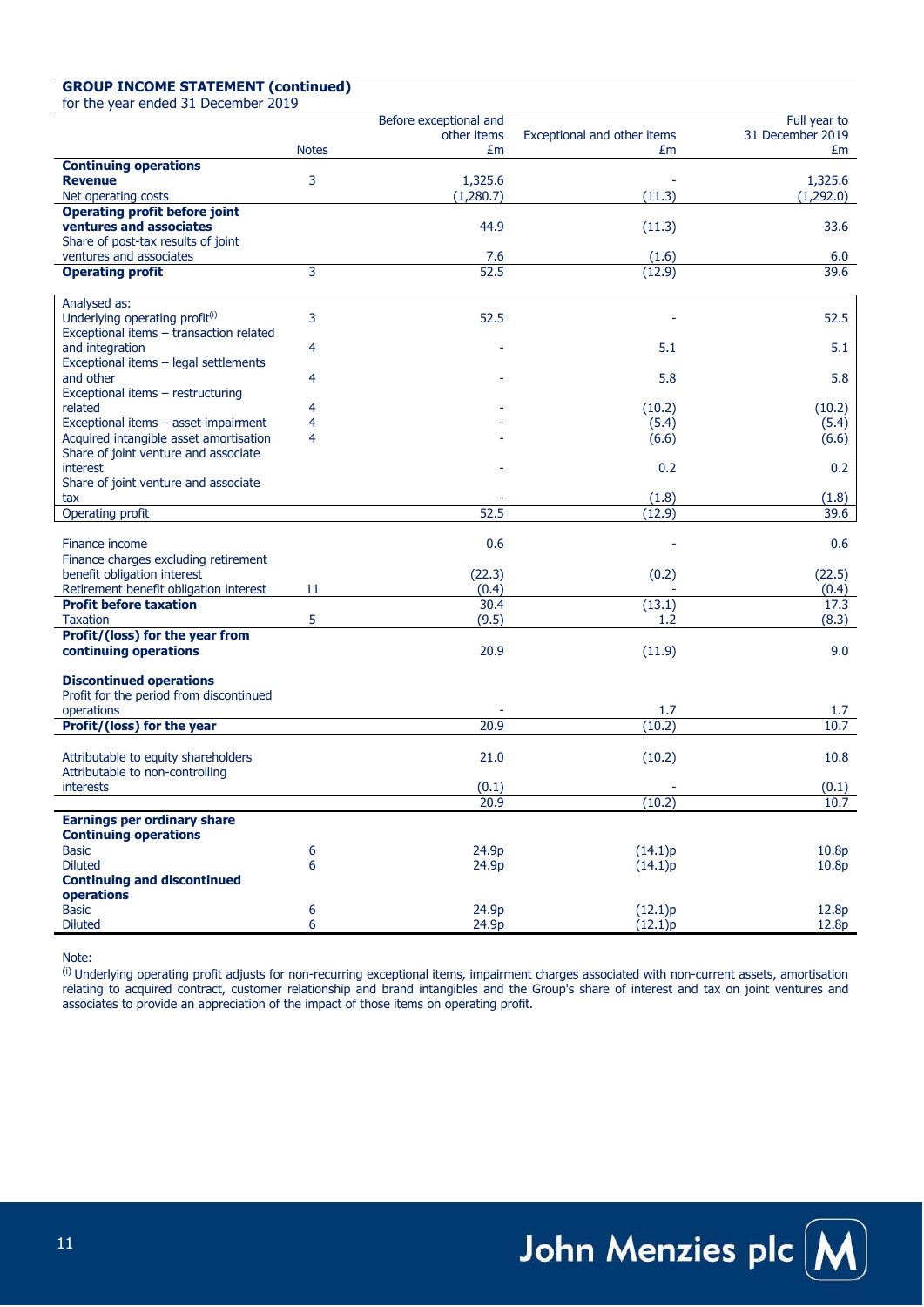**GROUP INCOME STATEMENT (continued)**
for the year ended 31 December 2019

| | Notes | Before exceptional and other items £m | Exceptional and other items £m | Full year to 31 December 2019 £m |
|---|---|---|---|---|
| **Continuing operations** | | | | |
| **Revenue** | 3 | 1,325.6 | - | 1,325.6 |
| Net operating costs | | (1,280.7) | (11.3) | (1,292.0) |
| **Operating profit before joint ventures and associates** | | 44.9 | (11.3) | 33.6 |
| Share of post-tax results of joint ventures and associates | | 7.6 | (1.6) | 6.0 |
| **Operating profit** | 3 | 52.5 | (12.9) | 39.6 |
| Analysed as: | | | | |
| Underlying operating profit[(i)] | 3 | 52.5 | - | 52.5 |
| Exceptional items – transaction related and integration | 4 | - | 5.1 | 5.1 |
| Exceptional items – legal settlements and other | 4 | - | 5.8 | 5.8 |
| Exceptional items – restructuring related | 4 | - | (10.2) | (10.2) |
| Exceptional items – asset impairment | 4 | - | (5.4) | (5.4) |
| Acquired intangible asset amortisation | 4 | - | (6.6) | (6.6) |
| Share of joint venture and associate interest | | - | 0.2 | 0.2 |
| Share of joint venture and associate tax | | - | (1.8) | (1.8) |
| Operating profit | | 52.5 | (12.9) | 39.6 |
| Finance income | | 0.6 | - | 0.6 |
| Finance charges excluding retirement benefit obligation interest | | (22.3) | (0.2) | (22.5) |
| Retirement benefit obligation interest | 11 | (0.4) | - | (0.4) |
| **Profit before taxation** | | 30.4 | (13.1) | 17.3 |
| Taxation | 5 | (9.5) | 1.2 | (8.3) |
| **Profit/(loss) for the year from continuing operations** | | 20.9 | (11.9) | 9.0 |
| **Discontinued operations** | | | | |
| Profit for the period from discontinued operations | | - | 1.7 | 1.7 |
| **Profit/(loss) for the year** | | 20.9 | (10.2) | 10.7 |
| Attributable to equity shareholders | | 21.0 | (10.2) | 10.8 |
| Attributable to non-controlling interests | | (0.1) | - | (0.1) |
| | | 20.9 | (10.2) | 10.7 |
| **Earnings per ordinary share** | | | | |
| **Continuing operations** | | | | |
| Basic | 6 | 24.9p | (14.1)p | 10.8p |
| Diluted | 6 | 24.9p | (14.1)p | 10.8p |
| **Continuing and discontinued operations** | | | | |
| Basic | 6 | 24.9p | (12.1)p | 12.8p |
| Diluted | 6 | 24.9p | (12.1)p | 12.8p |

Note:
(i) Underlying operating profit adjusts for non-recurring exceptional items, impairment charges associated with non-current assets, amortisation relating to acquired contract, customer relationship and brand intangibles and the Group's share of interest and tax on joint ventures and associates to provide an appreciation of the impact of those items on operating profit.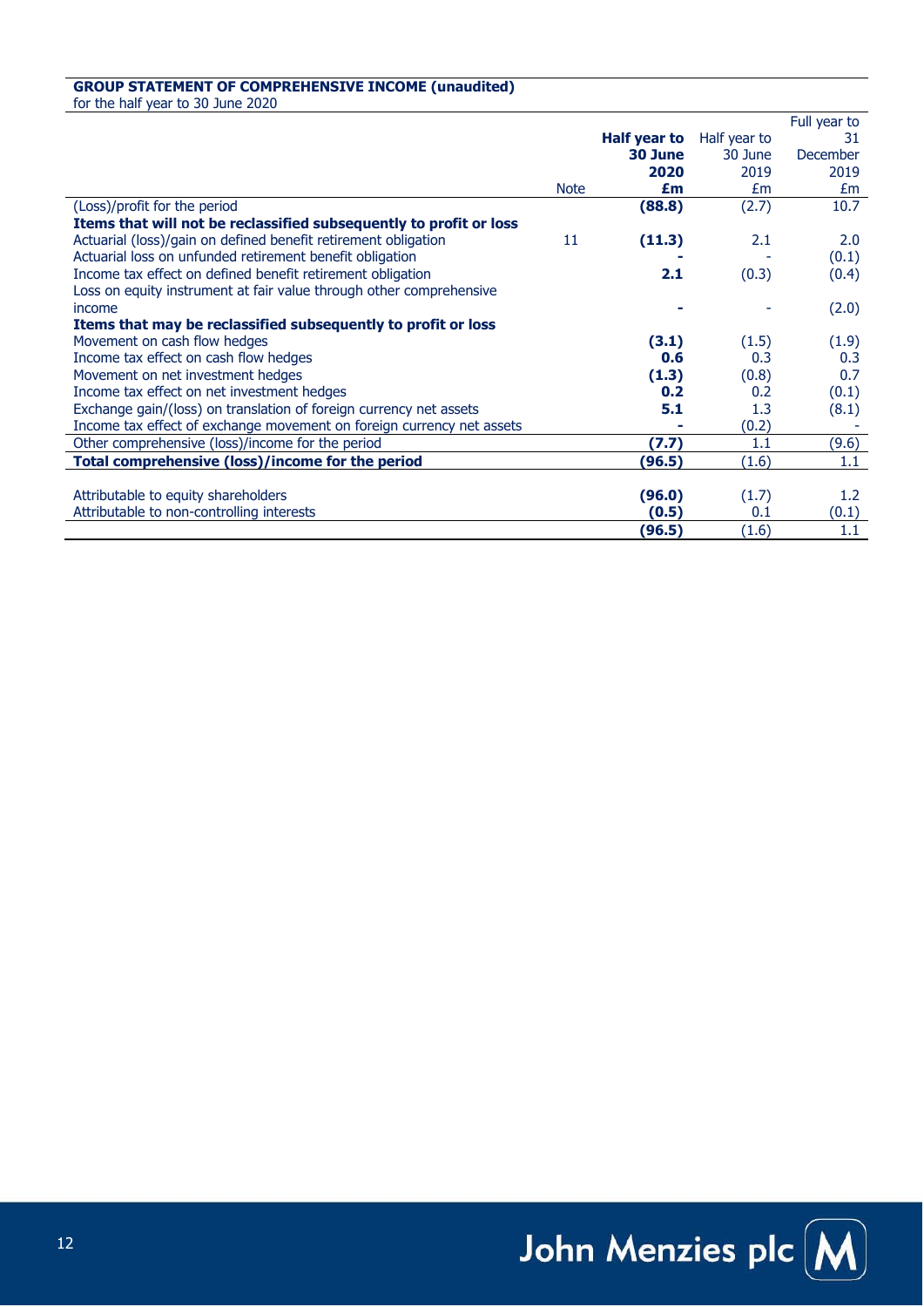**GROUP STATEMENT OF COMPREHENSIVE INCOME (unaudited)**
for the half year to 30 June 2020

| | Note | **Half year to 30 June 2020 £m** | Half year to 30 June 2019 £m | Full year to 31 December 2019 £m |
|---|---|---|---|---|
| (Loss)/profit for the period | | **(88.8)** | (2.7) | 10.7 |
| **Items that will not be reclassified subsequently to profit or loss** | | | | |
| Actuarial (loss)/gain on defined benefit retirement obligation | 11 | **(11.3)** | 2.1 | 2.0 |
| Actuarial loss on unfunded retirement benefit obligation | | **-** | - | (0.1) |
| Income tax effect on defined benefit retirement obligation | | **2.1** | (0.3) | (0.4) |
| Loss on equity instrument at fair value through other comprehensive income | | **-** | - | (2.0) |
| **Items that may be reclassified subsequently to profit or loss** | | | | |
| Movement on cash flow hedges | | **(3.1)** | (1.5) | (1.9) |
| Income tax effect on cash flow hedges | | **0.6** | 0.3 | 0.3 |
| Movement on net investment hedges | | **(1.3)** | (0.8) | 0.7 |
| Income tax effect on net investment hedges | | **0.2** | 0.2 | (0.1) |
| Exchange gain/(loss) on translation of foreign currency net assets | | **5.1** | 1.3 | (8.1) |
| Income tax effect of exchange movement on foreign currency net assets | | **-** | (0.2) | - |
| Other comprehensive (loss)/income for the period | | **(7.7)** | 1.1 | (9.6) |
| **Total comprehensive (loss)/income for the period** | | **(96.5)** | (1.6) | 1.1 |
| | | | | |
| Attributable to equity shareholders | | **(96.0)** | (1.7) | 1.2 |
| Attributable to non-controlling interests | | **(0.5)** | 0.1 | (0.1) |
| | | **(96.5)** | (1.6) | 1.1 |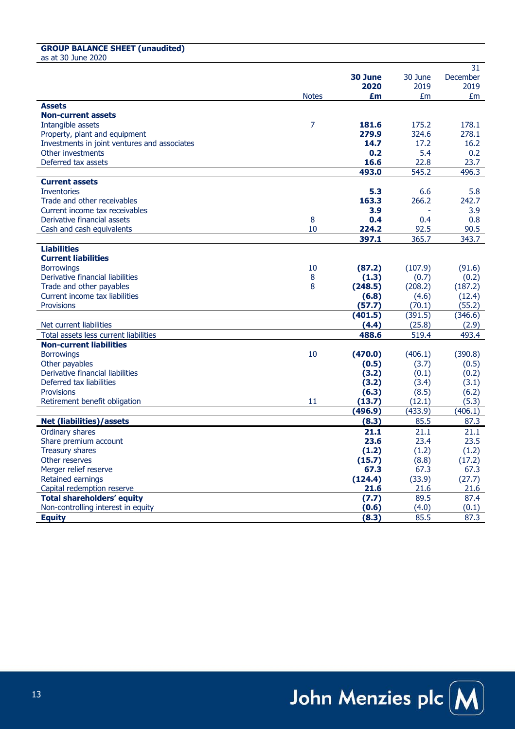**GROUP BALANCE SHEET (unaudited)**
as at 30 June 2020

| | Notes | **30 June 2020 £m** | 30 June 2019 £m | 31 December 2019 £m |
|---|---|---|---|---|
| **Assets** | | | | |
| **Non-current assets** | | | | |
| Intangible assets | 7 | **181.6** | 175.2 | 178.1 |
| Property, plant and equipment | | **279.9** | 324.6 | 278.1 |
| Investments in joint ventures and associates | | **14.7** | 17.2 | 16.2 |
| Other investments | | **0.2** | 5.4 | 0.2 |
| Deferred tax assets | | **16.6** | 22.8 | 23.7 |
| | | **493.0** | 545.2 | 496.3 |
| **Current assets** | | | | |
| Inventories | | **5.3** | 6.6 | 5.8 |
| Trade and other receivables | | **163.3** | 266.2 | 242.7 |
| Current income tax receivables | | **3.9** | - | 3.9 |
| Derivative financial assets | 8 | **0.4** | 0.4 | 0.8 |
| Cash and cash equivalents | 10 | **224.2** | 92.5 | 90.5 |
| | | **397.1** | 365.7 | 343.7 |
| **Liabilities** | | | | |
| **Current liabilities** | | | | |
| Borrowings | 10 | **(87.2)** | (107.9) | (91.6) |
| Derivative financial liabilities | 8 | **(1.3)** | (0.7) | (0.2) |
| Trade and other payables | 8 | **(248.5)** | (208.2) | (187.2) |
| Current income tax liabilities | | **(6.8)** | (4.6) | (12.4) |
| Provisions | | **(57.7)** | (70.1) | (55.2) |
| | | **(401.5)** | (391.5) | (346.6) |
| Net current liabilities | | **(4.4)** | (25.8) | (2.9) |
| Total assets less current liabilities | | **488.6** | 519.4 | 493.4 |
| **Non-current liabilities** | | | | |
| Borrowings | 10 | **(470.0)** | (406.1) | (390.8) |
| Other payables | | **(0.5)** | (3.7) | (0.5) |
| Derivative financial liabilities | | **(3.2)** | (0.1) | (0.2) |
| Deferred tax liabilities | | **(3.2)** | (3.4) | (3.1) |
| Provisions | | **(6.3)** | (8.5) | (6.2) |
| Retirement benefit obligation | 11 | **(13.7)** | (12.1) | (5.3) |
| | | **(496.9)** | (433.9) | (406.1) |
| **Net (liabilities)/assets** | | **(8.3)** | 85.5 | 87.3 |
| Ordinary shares | | **21.1** | 21.1 | 21.1 |
| Share premium account | | **23.6** | 23.4 | 23.5 |
| Treasury shares | | **(1.2)** | (1.2) | (1.2) |
| Other reserves | | **(15.7)** | (8.8) | (17.2) |
| Merger relief reserve | | **67.3** | 67.3 | 67.3 |
| Retained earnings | | **(124.4)** | (33.9) | (27.7) |
| Capital redemption reserve | | **21.6** | 21.6 | 21.6 |
| **Total shareholders' equity** | | **(7.7)** | 89.5 | 87.4 |
| Non-controlling interest in equity | | **(0.6)** | (4.0) | (0.1) |
| **Equity** | | **(8.3)** | 85.5 | 87.3 |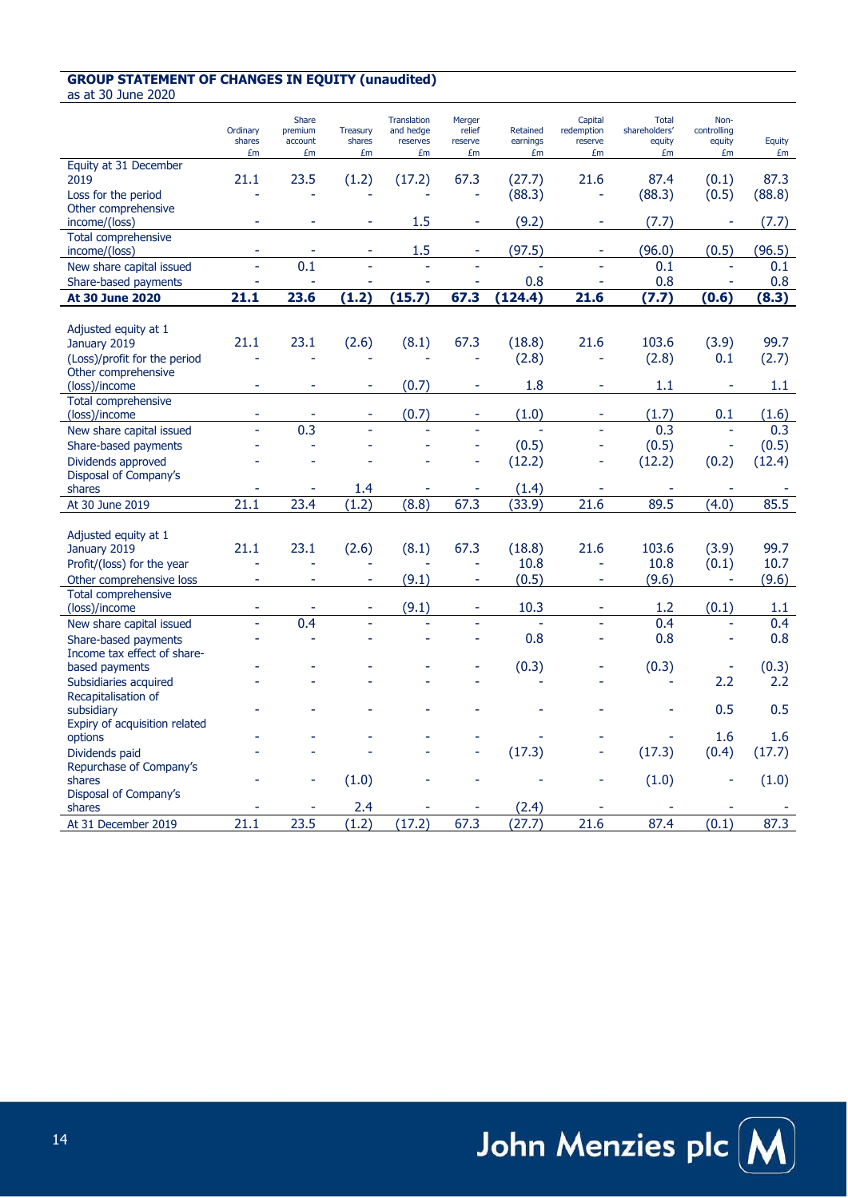**GROUP STATEMENT OF CHANGES IN EQUITY (unaudited)**
as at 30 June 2020

| | Ordinary shares £m | Share premium account £m | Treasury shares £m | Translation and hedge reserves £m | Merger relief reserve £m | Retained earnings £m | Capital redemption reserve £m | Total shareholders' equity £m | Non-controlling equity £m | Equity £m |
|---|---|---|---|---|---|---|---|---|---|---|
| Equity at 31 December 2019 | 21.1 | 23.5 | (1.2) | (17.2) | 67.3 | (27.7) | 21.6 | 87.4 | (0.1) | 87.3 |
| Loss for the period | - | - | - | - | - | (88.3) | - | (88.3) | (0.5) | (88.8) |
| Other comprehensive income/(loss) | - | - | - | 1.5 | - | (9.2) | - | (7.7) | - | (7.7) |
| Total comprehensive income/(loss) | - | - | - | 1.5 | - | (97.5) | - | (96.0) | (0.5) | (96.5) |
| New share capital issued | - | 0.1 | - | - | - | - | - | 0.1 | - | 0.1 |
| Share-based payments | - | - | - | - | - | 0.8 | - | 0.8 | - | 0.8 |
| **At 30 June 2020** | **21.1** | **23.6** | **(1.2)** | **(15.7)** | **67.3** | **(124.4)** | **21.6** | **(7.7)** | **(0.6)** | **(8.3)** |
| | | | | | | | | | | |
| Adjusted equity at 1 January 2019 | 21.1 | 23.1 | (2.6) | (8.1) | 67.3 | (18.8) | 21.6 | 103.6 | (3.9) | 99.7 |
| (Loss)/profit for the period | - | - | - | - | - | (2.8) | - | (2.8) | 0.1 | (2.7) |
| Other comprehensive (loss)/income | - | - | - | (0.7) | - | 1.8 | - | 1.1 | - | 1.1 |
| Total comprehensive (loss)/income | - | - | - | (0.7) | - | (1.0) | - | (1.7) | 0.1 | (1.6) |
| New share capital issued | - | 0.3 | - | - | - | - | - | 0.3 | - | 0.3 |
| Share-based payments | - | - | - | - | - | (0.5) | - | (0.5) | - | (0.5) |
| Dividends approved | - | - | - | - | - | (12.2) | - | (12.2) | (0.2) | (12.4) |
| Disposal of Company's shares | - | - | 1.4 | - | - | (1.4) | - | - | - | - |
| At 30 June 2019 | 21.1 | 23.4 | (1.2) | (8.8) | 67.3 | (33.9) | 21.6 | 89.5 | (4.0) | 85.5 |
| | | | | | | | | | | |
| Adjusted equity at 1 January 2019 | 21.1 | 23.1 | (2.6) | (8.1) | 67.3 | (18.8) | 21.6 | 103.6 | (3.9) | 99.7 |
| Profit/(loss) for the year | - | - | - | - | - | 10.8 | - | 10.8 | (0.1) | 10.7 |
| Other comprehensive loss | - | - | - | (9.1) | - | (0.5) | - | (9.6) | - | (9.6) |
| Total comprehensive (loss)/income | - | - | - | (9.1) | - | 10.3 | - | 1.2 | (0.1) | 1.1 |
| New share capital issued | - | 0.4 | - | - | - | - | - | 0.4 | - | 0.4 |
| Share-based payments | - | - | - | - | - | 0.8 | - | 0.8 | - | 0.8 |
| Income tax effect of share-based payments | - | - | - | - | - | (0.3) | - | (0.3) | - | (0.3) |
| Subsidiaries acquired | - | - | - | - | - | - | - | - | 2.2 | 2.2 |
| Recapitalisation of subsidiary | - | - | - | - | - | - | - | - | 0.5 | 0.5 |
| Expiry of acquisition related options | - | - | - | - | - | - | - | - | 1.6 | 1.6 |
| Dividends paid | - | - | - | - | - | (17.3) | - | (17.3) | (0.4) | (17.7) |
| Repurchase of Company's shares | - | - | (1.0) | - | - | - | - | (1.0) | - | (1.0) |
| Disposal of Company's shares | - | - | 2.4 | - | - | (2.4) | - | - | - | - |
| At 31 December 2019 | 21.1 | 23.5 | (1.2) | (17.2) | 67.3 | (27.7) | 21.6 | 87.4 | (0.1) | 87.3 |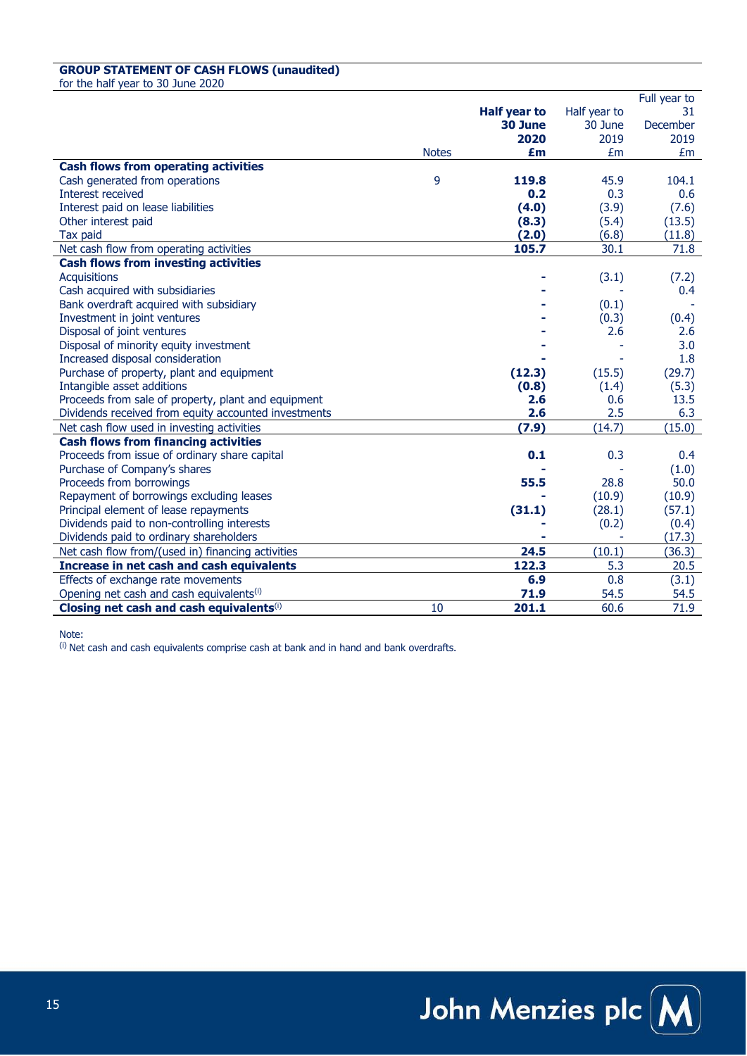**GROUP STATEMENT OF CASH FLOWS (unaudited)**
for the half year to 30 June 2020

| | Notes | **Half year to 30 June 2020 £m** | Half year to 30 June 2019 £m | Full year to 31 December 2019 £m |
|---|---|---|---|---|
| **Cash flows from operating activities** | | | | |
| Cash generated from operations | 9 | **119.8** | 45.9 | 104.1 |
| Interest received | | **0.2** | 0.3 | 0.6 |
| Interest paid on lease liabilities | | **(4.0)** | (3.9) | (7.6) |
| Other interest paid | | **(8.3)** | (5.4) | (13.5) |
| Tax paid | | **(2.0)** | (6.8) | (11.8) |
| Net cash flow from operating activities | | **105.7** | 30.1 | 71.8 |
| **Cash flows from investing activities** | | | | |
| Acquisitions | | **-** | (3.1) | (7.2) |
| Cash acquired with subsidiaries | | **-** | - | 0.4 |
| Bank overdraft acquired with subsidiary | | **-** | (0.1) | - |
| Investment in joint ventures | | **-** | (0.3) | (0.4) |
| Disposal of joint ventures | | **-** | 2.6 | 2.6 |
| Disposal of minority equity investment | | **-** | - | 3.0 |
| Increased disposal consideration | | **-** | - | 1.8 |
| Purchase of property, plant and equipment | | **(12.3)** | (15.5) | (29.7) |
| Intangible asset additions | | **(0.8)** | (1.4) | (5.3) |
| Proceeds from sale of property, plant and equipment | | **2.6** | 0.6 | 13.5 |
| Dividends received from equity accounted investments | | **2.6** | 2.5 | 6.3 |
| Net cash flow used in investing activities | | **(7.9)** | (14.7) | (15.0) |
| **Cash flows from financing activities** | | | | |
| Proceeds from issue of ordinary share capital | | **0.1** | 0.3 | 0.4 |
| Purchase of Company's shares | | **-** | - | (1.0) |
| Proceeds from borrowings | | **55.5** | 28.8 | 50.0 |
| Repayment of borrowings excluding leases | | **-** | (10.9) | (10.9) |
| Principal element of lease repayments | | **(31.1)** | (28.1) | (57.1) |
| Dividends paid to non-controlling interests | | **-** | (0.2) | (0.4) |
| Dividends paid to ordinary shareholders | | **-** | - | (17.3) |
| Net cash flow from/(used in) financing activities | | **24.5** | (10.1) | (36.3) |
| **Increase in net cash and cash equivalents** | | **122.3** | 5.3 | 20.5 |
| Effects of exchange rate movements | | **6.9** | 0.8 | (3.1) |
| Opening net cash and cash equivalents[i] | | **71.9** | 54.5 | 54.5 |
| **Closing net cash and cash equivalents[i]** | 10 | **201.1** | 60.6 | 71.9 |

Note:
[i] Net cash and cash equivalents comprise cash at bank and in hand and bank overdrafts.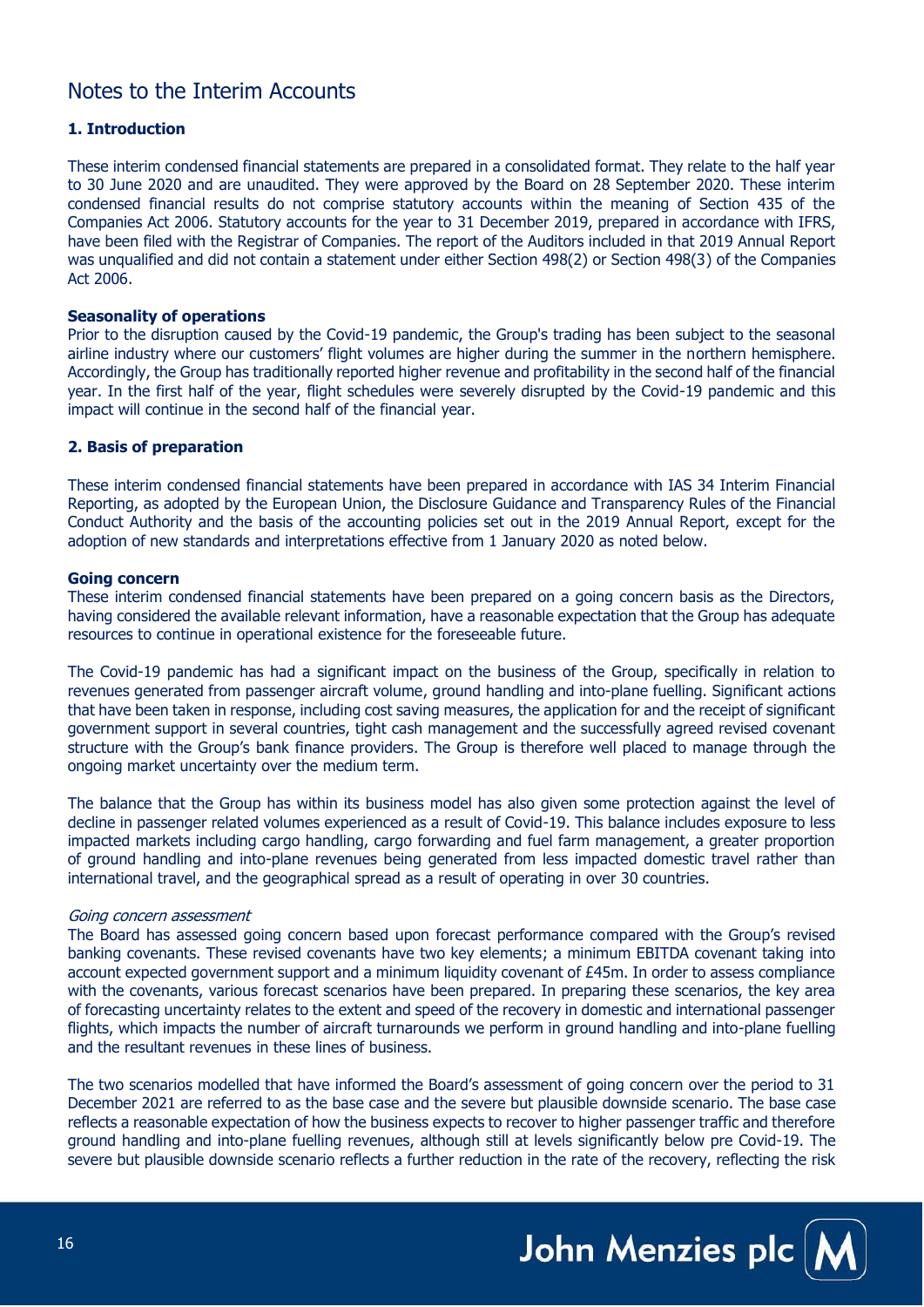# Notes to the Interim Accounts

### 1. Introduction

These interim condensed financial statements are prepared in a consolidated format. They relate to the half year to 30 June 2020 and are unaudited. They were approved by the Board on 28 September 2020. These interim condensed financial results do not comprise statutory accounts within the meaning of Section 435 of the Companies Act 2006. Statutory accounts for the year to 31 December 2019, prepared in accordance with IFRS, have been filed with the Registrar of Companies. The report of the Auditors included in that 2019 Annual Report was unqualified and did not contain a statement under either Section 498(2) or Section 498(3) of the Companies Act 2006.

**Seasonality of operations**

Prior to the disruption caused by the Covid-19 pandemic, the Group's trading has been subject to the seasonal airline industry where our customers' flight volumes are higher during the summer in the northern hemisphere. Accordingly, the Group has traditionally reported higher revenue and profitability in the second half of the financial year. In the first half of the year, flight schedules were severely disrupted by the Covid-19 pandemic and this impact will continue in the second half of the financial year.

### 2. Basis of preparation

These interim condensed financial statements have been prepared in accordance with IAS 34 Interim Financial Reporting, as adopted by the European Union, the Disclosure Guidance and Transparency Rules of the Financial Conduct Authority and the basis of the accounting policies set out in the 2019 Annual Report, except for the adoption of new standards and interpretations effective from 1 January 2020 as noted below.

**Going concern**

These interim condensed financial statements have been prepared on a going concern basis as the Directors, having considered the available relevant information, have a reasonable expectation that the Group has adequate resources to continue in operational existence for the foreseeable future.

The Covid-19 pandemic has had a significant impact on the business of the Group, specifically in relation to revenues generated from passenger aircraft volume, ground handling and into-plane fuelling. Significant actions that have been taken in response, including cost saving measures, the application for and the receipt of significant government support in several countries, tight cash management and the successfully agreed revised covenant structure with the Group's bank finance providers. The Group is therefore well placed to manage through the ongoing market uncertainty over the medium term.

The balance that the Group has within its business model has also given some protection against the level of decline in passenger related volumes experienced as a result of Covid-19. This balance includes exposure to less impacted markets including cargo handling, cargo forwarding and fuel farm management, a greater proportion of ground handling and into-plane revenues being generated from less impacted domestic travel rather than international travel, and the geographical spread as a result of operating in over 30 countries.

*Going concern assessment*

The Board has assessed going concern based upon forecast performance compared with the Group's revised banking covenants. These revised covenants have two key elements; a minimum EBITDA covenant taking into account expected government support and a minimum liquidity covenant of £45m. In order to assess compliance with the covenants, various forecast scenarios have been prepared. In preparing these scenarios, the key area of forecasting uncertainty relates to the extent and speed of the recovery in domestic and international passenger flights, which impacts the number of aircraft turnarounds we perform in ground handling and into-plane fuelling and the resultant revenues in these lines of business.

The two scenarios modelled that have informed the Board's assessment of going concern over the period to 31 December 2021 are referred to as the base case and the severe but plausible downside scenario. The base case reflects a reasonable expectation of how the business expects to recover to higher passenger traffic and therefore ground handling and into-plane fuelling revenues, although still at levels significantly below pre Covid-19. The severe but plausible downside scenario reflects a further reduction in the rate of the recovery, reflecting the risk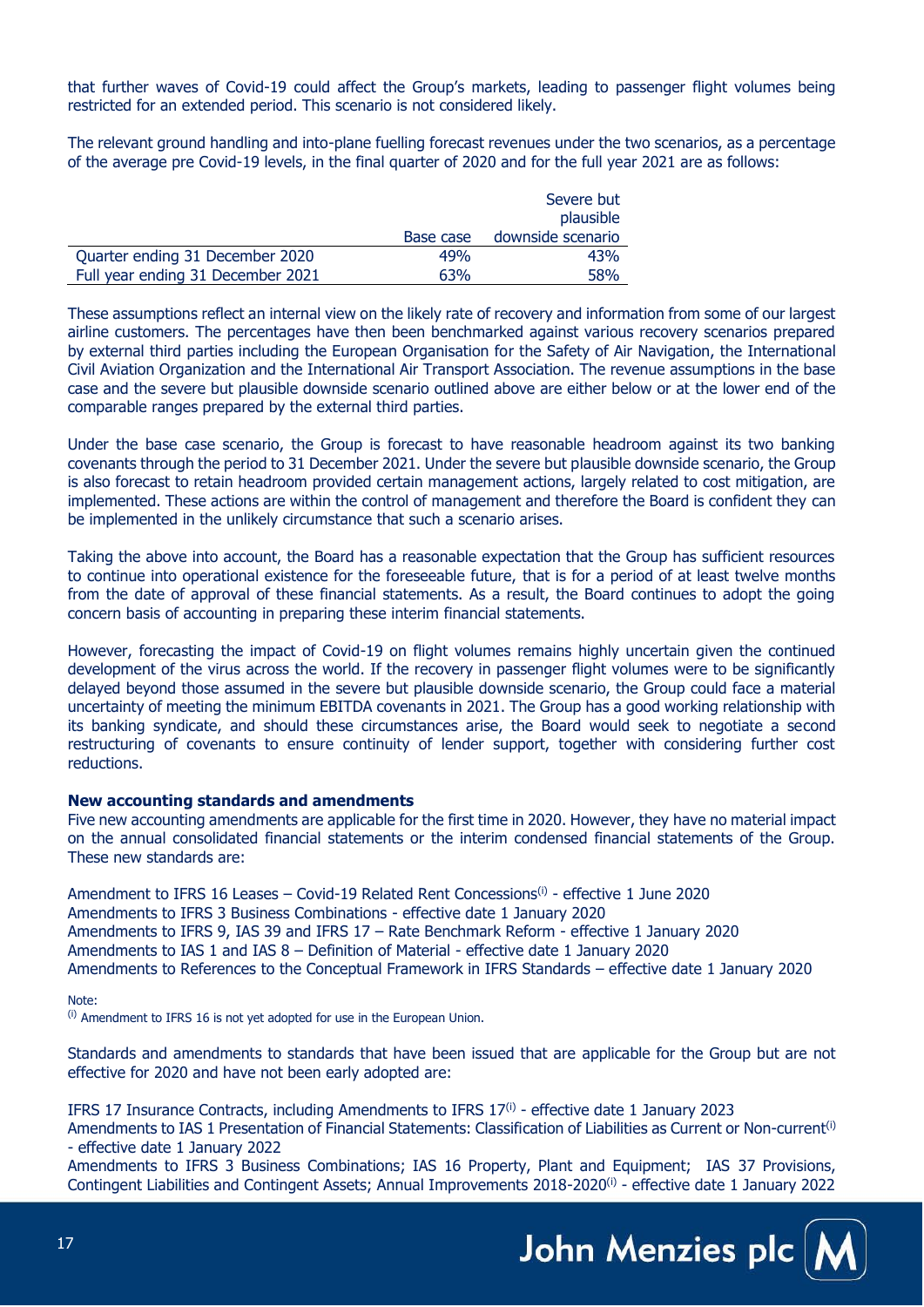that further waves of Covid-19 could affect the Group's markets, leading to passenger flight volumes being restricted for an extended period. This scenario is not considered likely.

The relevant ground handling and into-plane fuelling forecast revenues under the two scenarios, as a percentage of the average pre Covid-19 levels, in the final quarter of 2020 and for the full year 2021 are as follows:

| | Base case | Severe but plausible downside scenario |
|---|---|---|
| Quarter ending 31 December 2020 | 49% | 43% |
| Full year ending 31 December 2021 | 63% | 58% |

These assumptions reflect an internal view on the likely rate of recovery and information from some of our largest airline customers. The percentages have then been benchmarked against various recovery scenarios prepared by external third parties including the European Organisation for the Safety of Air Navigation, the International Civil Aviation Organization and the International Air Transport Association. The revenue assumptions in the base case and the severe but plausible downside scenario outlined above are either below or at the lower end of the comparable ranges prepared by the external third parties.

Under the base case scenario, the Group is forecast to have reasonable headroom against its two banking covenants through the period to 31 December 2021. Under the severe but plausible downside scenario, the Group is also forecast to retain headroom provided certain management actions, largely related to cost mitigation, are implemented. These actions are within the control of management and therefore the Board is confident they can be implemented in the unlikely circumstance that such a scenario arises.

Taking the above into account, the Board has a reasonable expectation that the Group has sufficient resources to continue into operational existence for the foreseeable future, that is for a period of at least twelve months from the date of approval of these financial statements. As a result, the Board continues to adopt the going concern basis of accounting in preparing these interim financial statements.

However, forecasting the impact of Covid-19 on flight volumes remains highly uncertain given the continued development of the virus across the world. If the recovery in passenger flight volumes were to be significantly delayed beyond those assumed in the severe but plausible downside scenario, the Group could face a material uncertainty of meeting the minimum EBITDA covenants in 2021. The Group has a good working relationship with its banking syndicate, and should these circumstances arise, the Board would seek to negotiate a second restructuring of covenants to ensure continuity of lender support, together with considering further cost reductions.

**New accounting standards and amendments**

Five new accounting amendments are applicable for the first time in 2020. However, they have no material impact on the annual consolidated financial statements or the interim condensed financial statements of the Group. These new standards are:

Amendment to IFRS 16 Leases – Covid-19 Related Rent Concessions[(i)] - effective 1 June 2020
Amendments to IFRS 3 Business Combinations - effective date 1 January 2020
Amendments to IFRS 9, IAS 39 and IFRS 17 – Rate Benchmark Reform - effective 1 January 2020
Amendments to IAS 1 and IAS 8 – Definition of Material - effective date 1 January 2020
Amendments to References to the Conceptual Framework in IFRS Standards – effective date 1 January 2020

Note:
[(i)] Amendment to IFRS 16 is not yet adopted for use in the European Union.

Standards and amendments to standards that have been issued that are applicable for the Group but are not effective for 2020 and have not been early adopted are:

IFRS 17 Insurance Contracts, including Amendments to IFRS 17[(i)] - effective date 1 January 2023
Amendments to IAS 1 Presentation of Financial Statements: Classification of Liabilities as Current or Non-current[(i)] - effective date 1 January 2022
Amendments to IFRS 3 Business Combinations; IAS 16 Property, Plant and Equipment; IAS 37 Provisions, Contingent Liabilities and Contingent Assets; Annual Improvements 2018-2020[(i)] - effective date 1 January 2022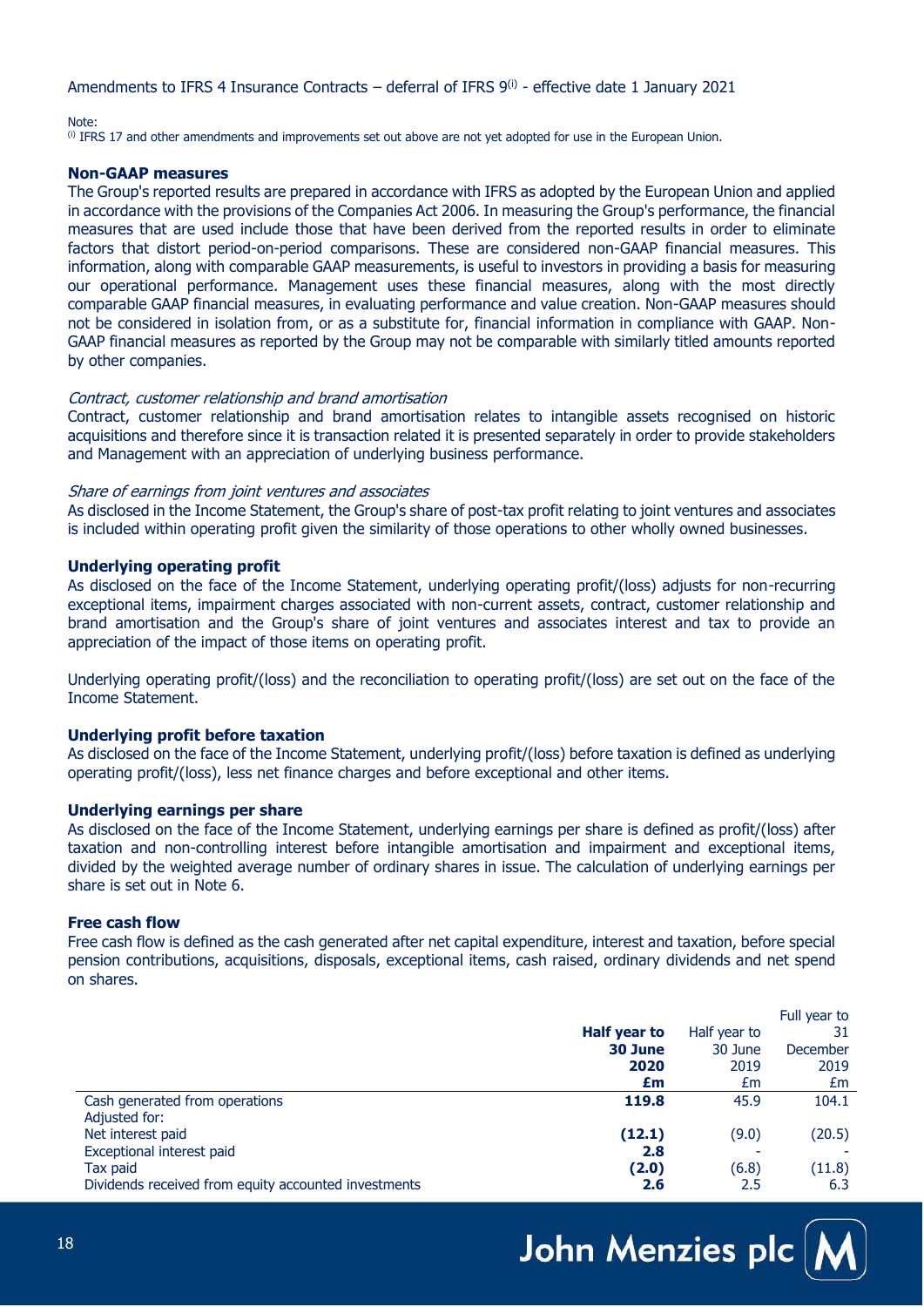Amendments to IFRS 4 Insurance Contracts – deferral of IFRS 9[i] - effective date 1 January 2021

Note:
[i] IFRS 17 and other amendments and improvements set out above are not yet adopted for use in the European Union.

**Non-GAAP measures**

The Group's reported results are prepared in accordance with IFRS as adopted by the European Union and applied in accordance with the provisions of the Companies Act 2006. In measuring the Group's performance, the financial measures that are used include those that have been derived from the reported results in order to eliminate factors that distort period-on-period comparisons. These are considered non-GAAP financial measures. This information, along with comparable GAAP measurements, is useful to investors in providing a basis for measuring our operational performance. Management uses these financial measures, along with the most directly comparable GAAP financial measures, in evaluating performance and value creation. Non-GAAP measures should not be considered in isolation from, or as a substitute for, financial information in compliance with GAAP. Non-GAAP financial measures as reported by the Group may not be comparable with similarly titled amounts reported by other companies.

*Contract, customer relationship and brand amortisation*

Contract, customer relationship and brand amortisation relates to intangible assets recognised on historic acquisitions and therefore since it is transaction related it is presented separately in order to provide stakeholders and Management with an appreciation of underlying business performance.

*Share of earnings from joint ventures and associates*

As disclosed in the Income Statement, the Group's share of post-tax profit relating to joint ventures and associates is included within operating profit given the similarity of those operations to other wholly owned businesses.

**Underlying operating profit**

As disclosed on the face of the Income Statement, underlying operating profit/(loss) adjusts for non-recurring exceptional items, impairment charges associated with non-current assets, contract, customer relationship and brand amortisation and the Group's share of joint ventures and associates interest and tax to provide an appreciation of the impact of those items on operating profit.

Underlying operating profit/(loss) and the reconciliation to operating profit/(loss) are set out on the face of the Income Statement.

**Underlying profit before taxation**

As disclosed on the face of the Income Statement, underlying profit/(loss) before taxation is defined as underlying operating profit/(loss), less net finance charges and before exceptional and other items.

**Underlying earnings per share**

As disclosed on the face of the Income Statement, underlying earnings per share is defined as profit/(loss) after taxation and non-controlling interest before intangible amortisation and impairment and exceptional items, divided by the weighted average number of ordinary shares in issue. The calculation of underlying earnings per share is set out in Note 6.

**Free cash flow**

Free cash flow is defined as the cash generated after net capital expenditure, interest and taxation, before special pension contributions, acquisitions, disposals, exceptional items, cash raised, ordinary dividends and net spend on shares.

| | **Half year to 30 June 2020 £m** | Half year to 30 June 2019 £m | Full year to 31 December 2019 £m |
|---|---|---|---|
| Cash generated from operations | **119.8** | 45.9 | 104.1 |
| Adjusted for: | | | |
| Net interest paid | **(12.1)** | (9.0) | (20.5) |
| Exceptional interest paid | **2.8** | - | - |
| Tax paid | **(2.0)** | (6.8) | (11.8) |
| Dividends received from equity accounted investments | **2.6** | 2.5 | 6.3 |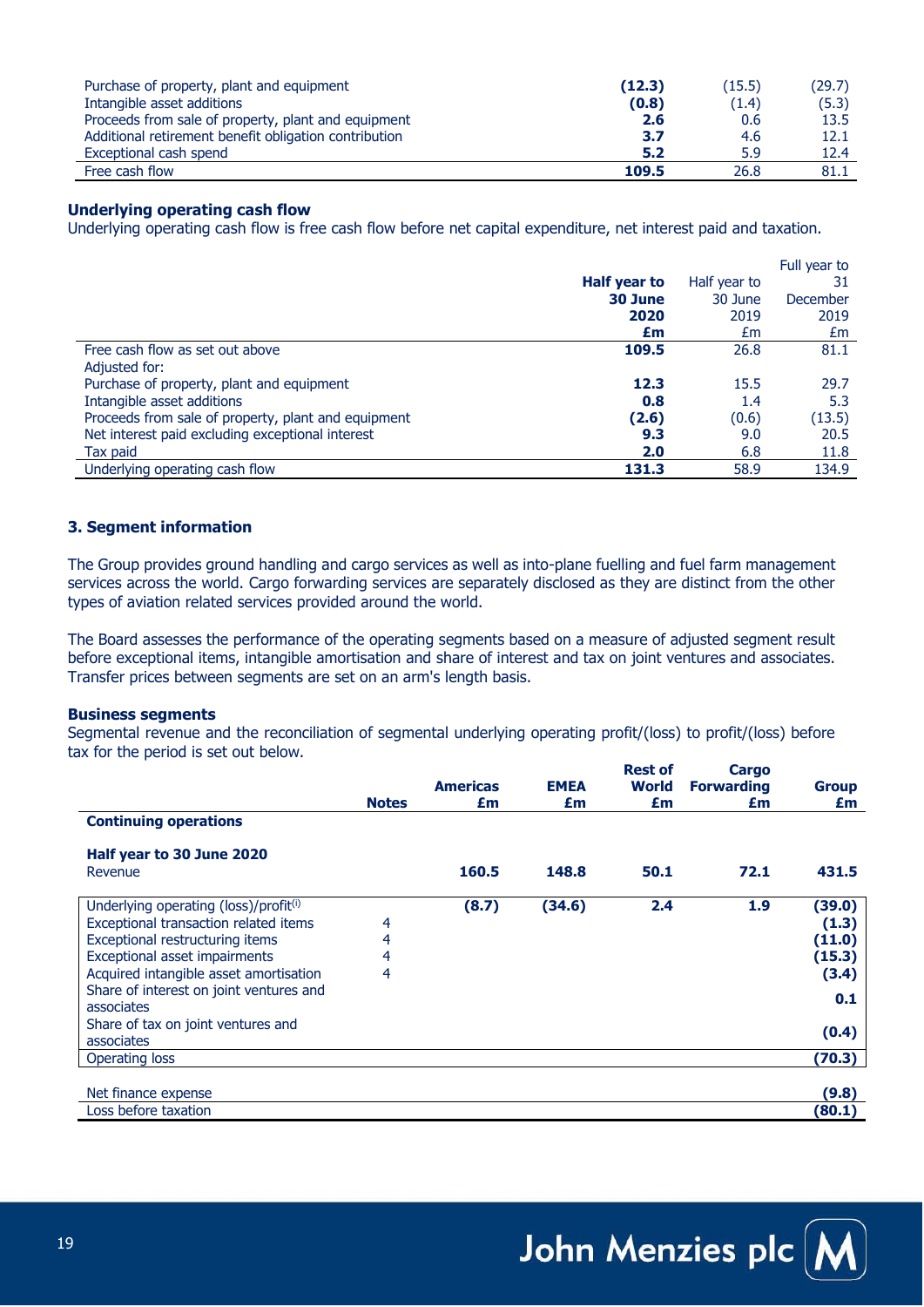| | | | |
|---|---|---|---|
| Purchase of property, plant and equipment | **(12.3)** | (15.5) | (29.7) |
| Intangible asset additions | **(0.8)** | (1.4) | (5.3) |
| Proceeds from sale of property, plant and equipment | **2.6** | 0.6 | 13.5 |
| Additional retirement benefit obligation contribution | **3.7** | 4.6 | 12.1 |
| Exceptional cash spend | **5.2** | 5.9 | 12.4 |
| Free cash flow | **109.5** | 26.8 | 81.1 |

**Underlying operating cash flow**

Underlying operating cash flow is free cash flow before net capital expenditure, net interest paid and taxation.

| | **Half year to 30 June 2020 £m** | Half year to 30 June 2019 £m | Full year to 31 December 2019 £m |
|---|---|---|---|
| Free cash flow as set out above | **109.5** | 26.8 | 81.1 |
| Adjusted for: | | | |
| Purchase of property, plant and equipment | **12.3** | 15.5 | 29.7 |
| Intangible asset additions | **0.8** | 1.4 | 5.3 |
| Proceeds from sale of property, plant and equipment | **(2.6)** | (0.6) | (13.5) |
| Net interest paid excluding exceptional interest | **9.3** | 9.0 | 20.5 |
| Tax paid | **2.0** | 6.8 | 11.8 |
| Underlying operating cash flow | **131.3** | 58.9 | 134.9 |

## 3. Segment information

The Group provides ground handling and cargo services as well as into-plane fuelling and fuel farm management services across the world. Cargo forwarding services are separately disclosed as they are distinct from the other types of aviation related services provided around the world.

The Board assesses the performance of the operating segments based on a measure of adjusted segment result before exceptional items, intangible amortisation and share of interest and tax on joint ventures and associates. Transfer prices between segments are set on an arm's length basis.

**Business segments**

Segmental revenue and the reconciliation of segmental underlying operating profit/(loss) to profit/(loss) before tax for the period is set out below.

| | **Notes** | **Americas £m** | **EMEA £m** | **Rest of World £m** | **Cargo Forwarding £m** | **Group £m** |
|---|---|---|---|---|---|---|
| **Continuing operations** | | | | | | |
| **Half year to 30 June 2020** | | | | | | |
| Revenue | | **160.5** | **148.8** | **50.1** | **72.1** | **431.5** |
| Underlying operating (loss)/profit[(i)] | | **(8.7)** | **(34.6)** | **2.4** | **1.9** | **(39.0)** |
| Exceptional transaction related items | 4 | | | | | **(1.3)** |
| Exceptional restructuring items | 4 | | | | | **(11.0)** |
| Exceptional asset impairments | 4 | | | | | **(15.3)** |
| Acquired intangible asset amortisation | 4 | | | | | **(3.4)** |
| Share of interest on joint ventures and associates | | | | | | **0.1** |
| Share of tax on joint ventures and associates | | | | | | **(0.4)** |
| Operating loss | | | | | | **(70.3)** |
| Net finance expense | | | | | | **(9.8)** |
| Loss before taxation | | | | | | **(80.1)** |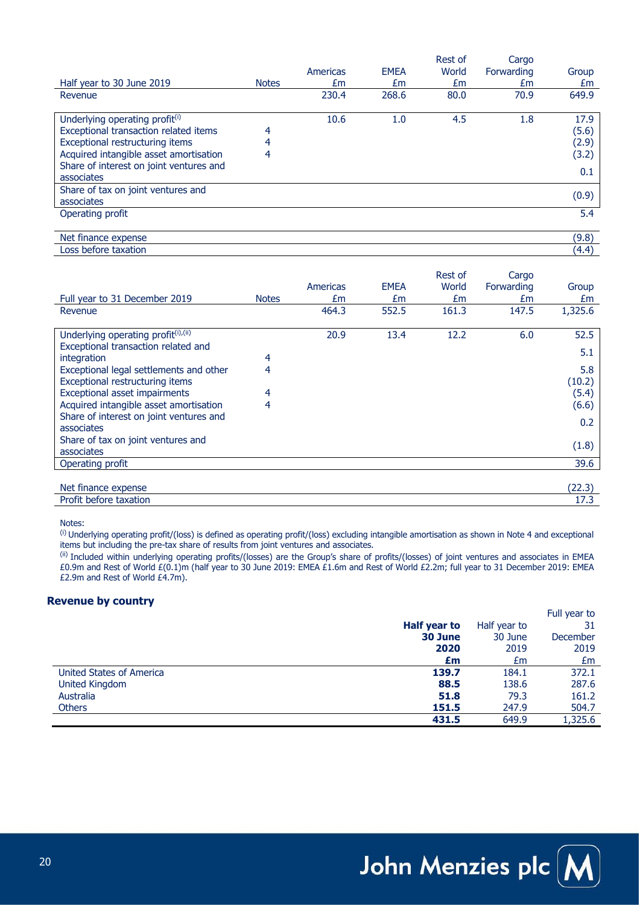| Half year to 30 June 2019 | Notes | Americas £m | EMEA £m | Rest of World £m | Cargo Forwarding £m | Group £m |
|---|---|---|---|---|---|---|
| Revenue | | 230.4 | 268.6 | 80.0 | 70.9 | 649.9 |
| | | | | | | |
| Underlying operating profit(i) | | 10.6 | 1.0 | 4.5 | 1.8 | 17.9 |
| Exceptional transaction related items | 4 | | | | | (5.6) |
| Exceptional restructuring items | 4 | | | | | (2.9) |
| Acquired intangible asset amortisation | 4 | | | | | (3.2) |
| Share of interest on joint ventures and associates | | | | | | 0.1 |
| Share of tax on joint ventures and associates | | | | | | (0.9) |
| Operating profit | | | | | | 5.4 |
| | | | | | | |
| Net finance expense | | | | | | (9.8) |
| Loss before taxation | | | | | | (4.4) |

| Full year to 31 December 2019 | Notes | Americas £m | EMEA £m | Rest of World £m | Cargo Forwarding £m | Group £m |
|---|---|---|---|---|---|---|
| Revenue | | 464.3 | 552.5 | 161.3 | 147.5 | 1,325.6 |
| | | | | | | |
| Underlying operating profit(i),(ii) | | 20.9 | 13.4 | 12.2 | 6.0 | 52.5 |
| Exceptional transaction related and integration | 4 | | | | | 5.1 |
| Exceptional legal settlements and other | 4 | | | | | 5.8 |
| Exceptional restructuring items | | | | | | (10.2) |
| Exceptional asset impairments | 4 | | | | | (5.4) |
| Acquired intangible asset amortisation | 4 | | | | | (6.6) |
| Share of interest on joint ventures and associates | | | | | | 0.2 |
| Share of tax on joint ventures and associates | | | | | | (1.8) |
| Operating profit | | | | | | 39.6 |
| | | | | | | |
| Net finance expense | | | | | | (22.3) |
| Profit before taxation | | | | | | 17.3 |

Notes:

(i) Underlying operating profit/(loss) is defined as operating profit/(loss) excluding intangible amortisation as shown in Note 4 and exceptional items but including the pre-tax share of results from joint ventures and associates.

(ii) Included within underlying operating profits/(losses) are the Group's share of profits/(losses) of joint ventures and associates in EMEA £0.9m and Rest of World £(0.1)m (half year to 30 June 2019: EMEA £1.6m and Rest of World £2.2m; full year to 31 December 2019: EMEA £2.9m and Rest of World £4.7m).

### Revenue by country

| | **Half year to 30 June 2020 £m** | Half year to 30 June 2019 £m | Full year to 31 December 2019 £m |
|---|---|---|---|
| United States of America | **139.7** | 184.1 | 372.1 |
| United Kingdom | **88.5** | 138.6 | 287.6 |
| Australia | **51.8** | 79.3 | 161.2 |
| Others | **151.5** | 247.9 | 504.7 |
| | **431.5** | 649.9 | 1,325.6 |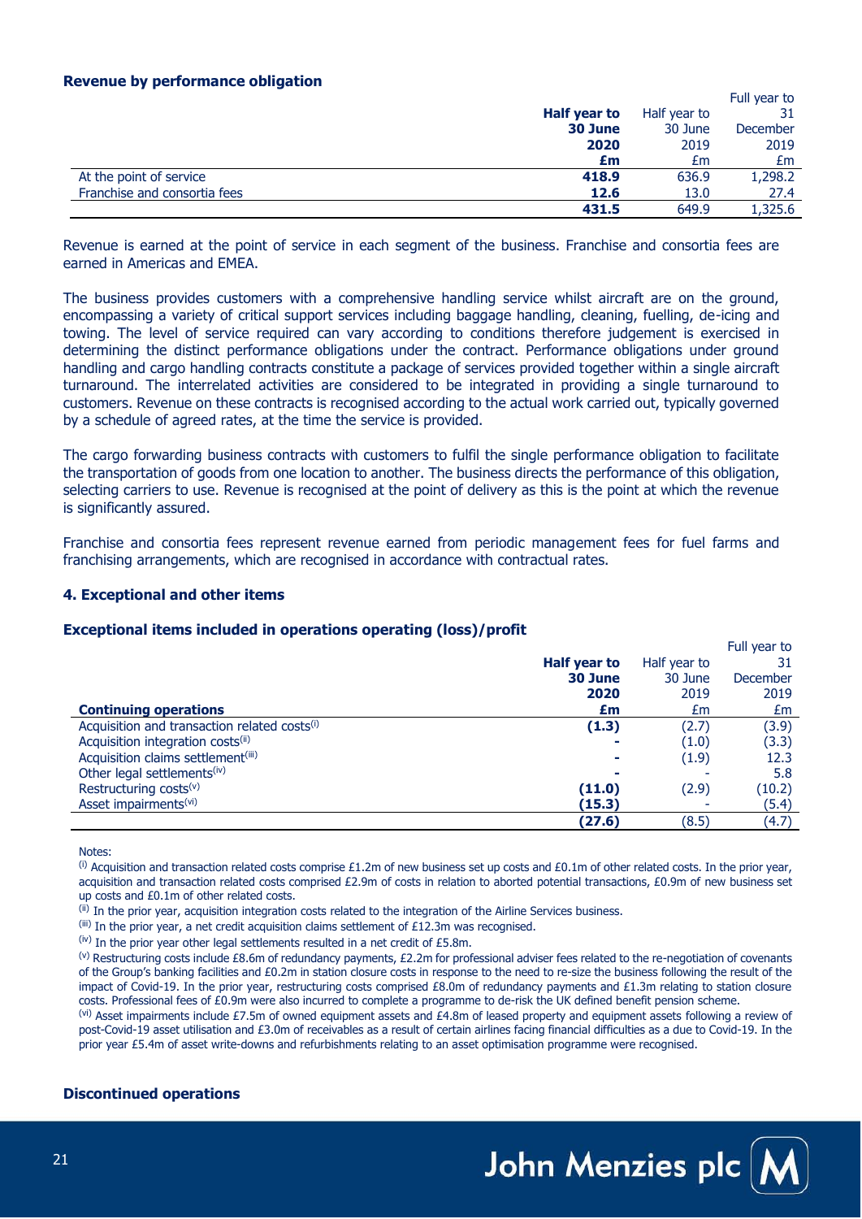**Revenue by performance obligation**

| | Half year to 30 June 2020 £m | Half year to 30 June 2019 £m | Full year to 31 December 2019 £m |
|---|---|---|---|
| At the point of service | **418.9** | 636.9 | 1,298.2 |
| Franchise and consortia fees | **12.6** | 13.0 | 27.4 |
| | **431.5** | 649.9 | 1,325.6 |

Revenue is earned at the point of service in each segment of the business. Franchise and consortia fees are earned in Americas and EMEA.

The business provides customers with a comprehensive handling service whilst aircraft are on the ground, encompassing a variety of critical support services including baggage handling, cleaning, fuelling, de-icing and towing. The level of service required can vary according to conditions therefore judgement is exercised in determining the distinct performance obligations under the contract. Performance obligations under ground handling and cargo handling contracts constitute a package of services provided together within a single aircraft turnaround. The interrelated activities are considered to be integrated in providing a single turnaround to customers. Revenue on these contracts is recognised according to the actual work carried out, typically governed by a schedule of agreed rates, at the time the service is provided.

The cargo forwarding business contracts with customers to fulfil the single performance obligation to facilitate the transportation of goods from one location to another. The business directs the performance of this obligation, selecting carriers to use. Revenue is recognised at the point of delivery as this is the point at which the revenue is significantly assured.

Franchise and consortia fees represent revenue earned from periodic management fees for fuel farms and franchising arrangements, which are recognised in accordance with contractual rates.

**4. Exceptional and other items**

**Exceptional items included in operations operating (loss)/profit**

| **Continuing operations** | Half year to 30 June 2020 £m | Half year to 30 June 2019 £m | Full year to 31 December 2019 £m |
|---|---|---|---|
| Acquisition and transaction related costs(i) | **(1.3)** | (2.7) | (3.9) |
| Acquisition integration costs(ii) | **-** | (1.0) | (3.3) |
| Acquisition claims settlement(iii) | **-** | (1.9) | 12.3 |
| Other legal settlements(iv) | **-** | - | 5.8 |
| Restructuring costs(v) | **(11.0)** | (2.9) | (10.2) |
| Asset impairments(vi) | **(15.3)** | - | (5.4) |
| | **(27.6)** | (8.5) | (4.7) |

Notes:

(i) Acquisition and transaction related costs comprise £1.2m of new business set up costs and £0.1m of other related costs. In the prior year, acquisition and transaction related costs comprised £2.9m of costs in relation to aborted potential transactions, £0.9m of new business set up costs and £0.1m of other related costs.

(ii) In the prior year, acquisition integration costs related to the integration of the Airline Services business.

(iii) In the prior year, a net credit acquisition claims settlement of £12.3m was recognised.

(iv) In the prior year other legal settlements resulted in a net credit of £5.8m.

(v) Restructuring costs include £8.6m of redundancy payments, £2.2m for professional adviser fees related to the re-negotiation of covenants of the Group's banking facilities and £0.2m in station closure costs in response to the need to re-size the business following the result of the impact of Covid-19. In the prior year, restructuring costs comprised £8.0m of redundancy payments and £1.3m relating to station closure costs. Professional fees of £0.9m were also incurred to complete a programme to de-risk the UK defined benefit pension scheme.

(vi) Asset impairments include £7.5m of owned equipment assets and £4.8m of leased property and equipment assets following a review of post-Covid-19 asset utilisation and £3.0m of receivables as a result of certain airlines facing financial difficulties as a due to Covid-19. In the prior year £5.4m of asset write-downs and refurbishments relating to an asset optimisation programme were recognised.

**Discontinued operations**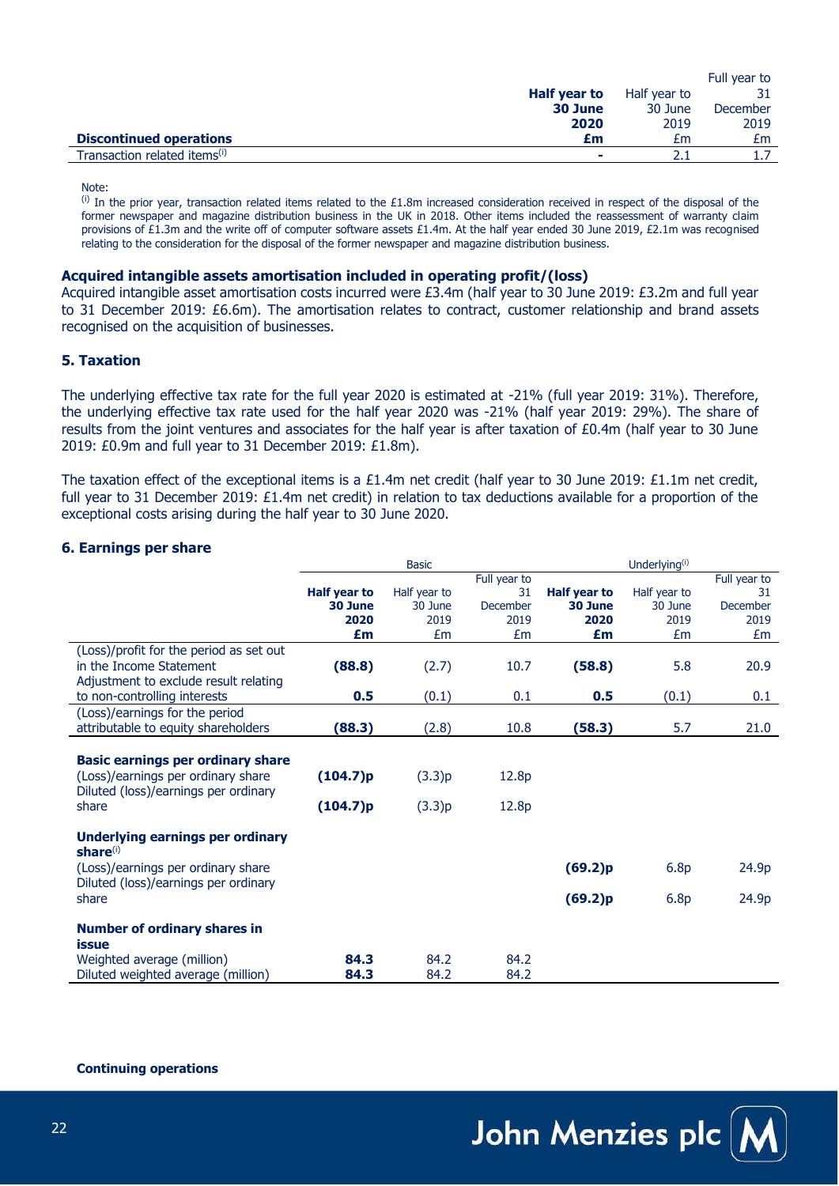| Discontinued operations | **Half year to 30 June 2020 £m** | Half year to 30 June 2019 £m | Full year to 31 December 2019 £m |
|---|---|---|---|
| Transaction related items[(i)] | **-** | 2.1 | 1.7 |

Note:
[(i)] In the prior year, transaction related items related to the £1.8m increased consideration received in respect of the disposal of the former newspaper and magazine distribution business in the UK in 2018. Other items included the reassessment of warranty claim provisions of £1.3m and the write off of computer software assets £1.4m. At the half year ended 30 June 2019, £2.1m was recognised relating to the consideration for the disposal of the former newspaper and magazine distribution business.

**Acquired intangible assets amortisation included in operating profit/(loss)**

Acquired intangible asset amortisation costs incurred were £3.4m (half year to 30 June 2019: £3.2m and full year to 31 December 2019: £6.6m). The amortisation relates to contract, customer relationship and brand assets recognised on the acquisition of businesses.

## 5. Taxation

The underlying effective tax rate for the full year 2020 is estimated at -21% (full year 2019: 31%). Therefore, the underlying effective tax rate used for the half year 2020 was -21% (half year 2019: 29%). The share of results from the joint ventures and associates for the half year is after taxation of £0.4m (half year to 30 June 2019: £0.9m and full year to 31 December 2019: £1.8m).

The taxation effect of the exceptional items is a £1.4m net credit (half year to 30 June 2019: £1.1m net credit, full year to 31 December 2019: £1.4m net credit) in relation to tax deductions available for a proportion of the exceptional costs arising during the half year to 30 June 2020.

## 6. Earnings per share

| | Basic | | | Underlying[(i)] | | |
|---|---|---|---|---|---|---|
| | **Half year to 30 June 2020 £m** | Half year to 30 June 2019 £m | Full year to 31 December 2019 £m | **Half year to 30 June 2020 £m** | Half year to 30 June 2019 £m | Full year to 31 December 2019 £m |
| (Loss)/profit for the period as set out in the Income Statement | **(88.8)** | (2.7) | 10.7 | **(58.8)** | 5.8 | 20.9 |
| Adjustment to exclude result relating to non-controlling interests | **0.5** | (0.1) | 0.1 | **0.5** | (0.1) | 0.1 |
| (Loss)/earnings for the period attributable to equity shareholders | **(88.3)** | (2.8) | 10.8 | **(58.3)** | 5.7 | 21.0 |
| **Basic earnings per ordinary share** | | | | | | |
| (Loss)/earnings per ordinary share | **(104.7)p** | (3.3)p | 12.8p | | | |
| Diluted (loss)/earnings per ordinary share | **(104.7)p** | (3.3)p | 12.8p | | | |
| **Underlying earnings per ordinary share**[(i)] | | | | | | |
| (Loss)/earnings per ordinary share | | | | **(69.2)p** | 6.8p | 24.9p |
| Diluted (loss)/earnings per ordinary share | | | | **(69.2)p** | 6.8p | 24.9p |
| **Number of ordinary shares in issue** | | | | | | |
| Weighted average (million) | **84.3** | 84.2 | 84.2 | | | |
| Diluted weighted average (million) | **84.3** | 84.2 | 84.2 | | | |

**Continuing operations**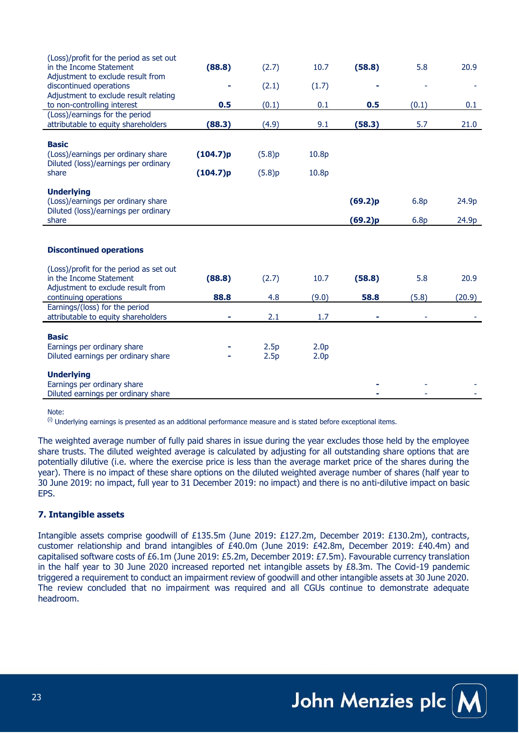| | | | | | | |
|---|---|---|---|---|---|---|
| (Loss)/profit for the period as set out in the Income Statement | **(88.8)** | (2.7) | 10.7 | **(58.8)** | 5.8 | 20.9 |
| Adjustment to exclude result from discontinued operations | **-** | (2.1) | (1.7) | **-** | - | - |
| Adjustment to exclude result relating to non-controlling interest | **0.5** | (0.1) | 0.1 | **0.5** | (0.1) | 0.1 |
| (Loss)/earnings for the period attributable to equity shareholders | **(88.3)** | (4.9) | 9.1 | **(58.3)** | 5.7 | 21.0 |
| **Basic** | | | | | | |
| (Loss)/earnings per ordinary share | **(104.7)p** | (5.8)p | 10.8p | | | |
| Diluted (loss)/earnings per ordinary share | **(104.7)p** | (5.8)p | 10.8p | | | |
| **Underlying** | | | | | | |
| (Loss)/earnings per ordinary share | | | | **(69.2)p** | 6.8p | 24.9p |
| Diluted (loss)/earnings per ordinary share | | | | **(69.2)p** | 6.8p | 24.9p |

**Discontinued operations**

| | | | | | | |
|---|---|---|---|---|---|---|
| (Loss)/profit for the period as set out in the Income Statement | **(88.8)** | (2.7) | 10.7 | **(58.8)** | 5.8 | 20.9 |
| Adjustment to exclude result from continuing operations | **88.8** | 4.8 | (9.0) | **58.8** | (5.8) | (20.9) |
| Earnings/(loss) for the period attributable to equity shareholders | **-** | 2.1 | 1.7 | **-** | - | - |
| **Basic** | | | | | | |
| Earnings per ordinary share | **-** | 2.5p | 2.0p | | | |
| Diluted earnings per ordinary share | **-** | 2.5p | 2.0p | | | |
| **Underlying** | | | | | | |
| Earnings per ordinary share | | | | **-** | - | - |
| Diluted earnings per ordinary share | | | | **-** | - | - |

Note:
(i) Underlying earnings is presented as an additional performance measure and is stated before exceptional items.

The weighted average number of fully paid shares in issue during the year excludes those held by the employee share trusts. The diluted weighted average is calculated by adjusting for all outstanding share options that are potentially dilutive (i.e. where the exercise price is less than the average market price of the shares during the year). There is no impact of these share options on the diluted weighted average number of shares (half year to 30 June 2019: no impact, full year to 31 December 2019: no impact) and there is no anti-dilutive impact on basic EPS.

### 7. Intangible assets

Intangible assets comprise goodwill of £135.5m (June 2019: £127.2m, December 2019: £130.2m), contracts, customer relationship and brand intangibles of £40.0m (June 2019: £42.8m, December 2019: £40.4m) and capitalised software costs of £6.1m (June 2019: £5.2m, December 2019: £7.5m). Favourable currency translation in the half year to 30 June 2020 increased reported net intangible assets by £8.3m. The Covid-19 pandemic triggered a requirement to conduct an impairment review of goodwill and other intangible assets at 30 June 2020. The review concluded that no impairment was required and all CGUs continue to demonstrate adequate headroom.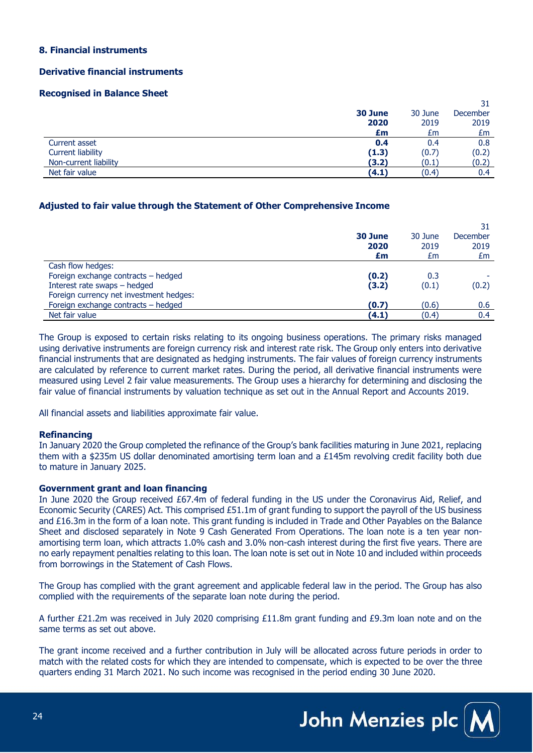## 8. Financial instruments

### Derivative financial instruments

#### Recognised in Balance Sheet

| | **30 June 2020 £m** | 30 June 2019 £m | 31 December 2019 £m |
|---|---|---|---|
| Current asset | **0.4** | 0.4 | 0.8 |
| Current liability | **(1.3)** | (0.7) | (0.2) |
| Non-current liability | **(3.2)** | (0.1) | (0.2) |
| Net fair value | **(4.1)** | (0.4) | 0.4 |

#### Adjusted to fair value through the Statement of Other Comprehensive Income

| | **30 June 2020 £m** | 30 June 2019 £m | 31 December 2019 £m |
|---|---|---|---|
| Cash flow hedges: | | | |
| Foreign exchange contracts – hedged | **(0.2)** | 0.3 | - |
| Interest rate swaps – hedged | **(3.2)** | (0.1) | (0.2) |
| Foreign currency net investment hedges: | | | |
| Foreign exchange contracts – hedged | **(0.7)** | (0.6) | 0.6 |
| Net fair value | **(4.1)** | (0.4) | 0.4 |

The Group is exposed to certain risks relating to its ongoing business operations. The primary risks managed using derivative instruments are foreign currency risk and interest rate risk. The Group only enters into derivative financial instruments that are designated as hedging instruments. The fair values of foreign currency instruments are calculated by reference to current market rates. During the period, all derivative financial instruments were measured using Level 2 fair value measurements. The Group uses a hierarchy for determining and disclosing the fair value of financial instruments by valuation technique as set out in the Annual Report and Accounts 2019.

All financial assets and liabilities approximate fair value.

**Refinancing**
In January 2020 the Group completed the refinance of the Group's bank facilities maturing in June 2021, replacing them with a $235m US dollar denominated amortising term loan and a £145m revolving credit facility both due to mature in January 2025.

**Government grant and loan financing**
In June 2020 the Group received £67.4m of federal funding in the US under the Coronavirus Aid, Relief, and Economic Security (CARES) Act. This comprised £51.1m of grant funding to support the payroll of the US business and £16.3m in the form of a loan note. This grant funding is included in Trade and Other Payables on the Balance Sheet and disclosed separately in Note 9 Cash Generated From Operations. The loan note is a ten year non-amortising term loan, which attracts 1.0% cash and 3.0% non-cash interest during the first five years. There are no early repayment penalties relating to this loan. The loan note is set out in Note 10 and included within proceeds from borrowings in the Statement of Cash Flows.

The Group has complied with the grant agreement and applicable federal law in the period. The Group has also complied with the requirements of the separate loan note during the period.

A further £21.2m was received in July 2020 comprising £11.8m grant funding and £9.3m loan note and on the same terms as set out above.

The grant income received and a further contribution in July will be allocated across future periods in order to match with the related costs for which they are intended to compensate, which is expected to be over the three quarters ending 31 March 2021. No such income was recognised in the period ending 30 June 2020.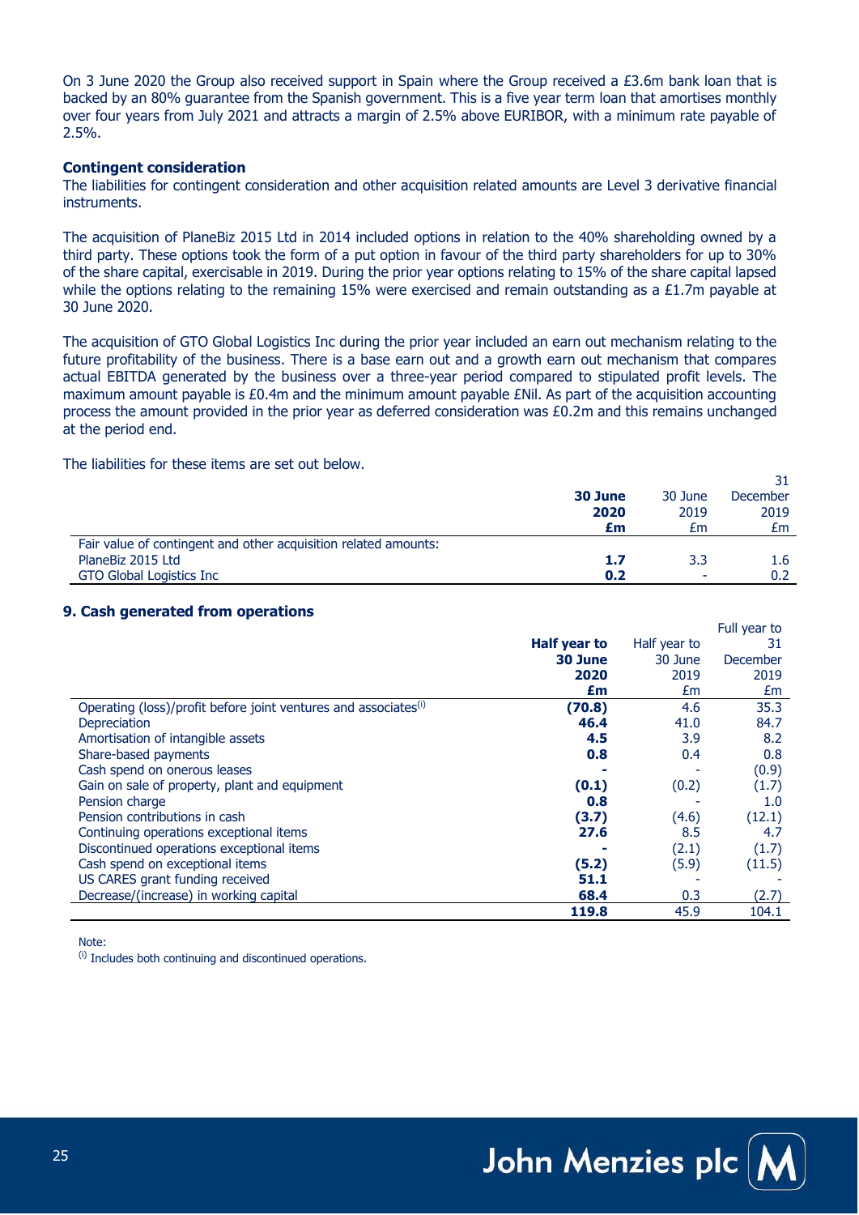On 3 June 2020 the Group also received support in Spain where the Group received a £3.6m bank loan that is backed by an 80% guarantee from the Spanish government. This is a five year term loan that amortises monthly over four years from July 2021 and attracts a margin of 2.5% above EURIBOR, with a minimum rate payable of 2.5%.

**Contingent consideration**

The liabilities for contingent consideration and other acquisition related amounts are Level 3 derivative financial instruments.

The acquisition of PlaneBiz 2015 Ltd in 2014 included options in relation to the 40% shareholding owned by a third party. These options took the form of a put option in favour of the third party shareholders for up to 30% of the share capital, exercisable in 2019. During the prior year options relating to 15% of the share capital lapsed while the options relating to the remaining 15% were exercised and remain outstanding as a £1.7m payable at 30 June 2020.

The acquisition of GTO Global Logistics Inc during the prior year included an earn out mechanism relating to the future profitability of the business. There is a base earn out and a growth earn out mechanism that compares actual EBITDA generated by the business over a three-year period compared to stipulated profit levels. The maximum amount payable is £0.4m and the minimum amount payable £Nil. As part of the acquisition accounting process the amount provided in the prior year as deferred consideration was £0.2m and this remains unchanged at the period end.

The liabilities for these items are set out below.

| | **30 June 2020 £m** | 30 June 2019 £m | 31 December 2019 £m |
|---|---|---|---|
| Fair value of contingent and other acquisition related amounts: | | | |
| PlaneBiz 2015 Ltd | **1.7** | 3.3 | 1.6 |
| GTO Global Logistics Inc | **0.2** | - | 0.2 |

## 9. Cash generated from operations

| | **Half year to 30 June 2020 £m** | Half year to 30 June 2019 £m | Full year to 31 December 2019 £m |
|---|---|---|---|
| Operating (loss)/profit before joint ventures and associates[i] | **(70.8)** | 4.6 | 35.3 |
| Depreciation | **46.4** | 41.0 | 84.7 |
| Amortisation of intangible assets | **4.5** | 3.9 | 8.2 |
| Share-based payments | **0.8** | 0.4 | 0.8 |
| Cash spend on onerous leases | **-** | - | (0.9) |
| Gain on sale of property, plant and equipment | **(0.1)** | (0.2) | (1.7) |
| Pension charge | **0.8** | - | 1.0 |
| Pension contributions in cash | **(3.7)** | (4.6) | (12.1) |
| Continuing operations exceptional items | **27.6** | 8.5 | 4.7 |
| Discontinued operations exceptional items | **-** | (2.1) | (1.7) |
| Cash spend on exceptional items | **(5.2)** | (5.9) | (11.5) |
| US CARES grant funding received | **51.1** | - | - |
| Decrease/(increase) in working capital | **68.4** | 0.3 | (2.7) |
| | **119.8** | 45.9 | 104.1 |

Note:

[i] Includes both continuing and discontinued operations.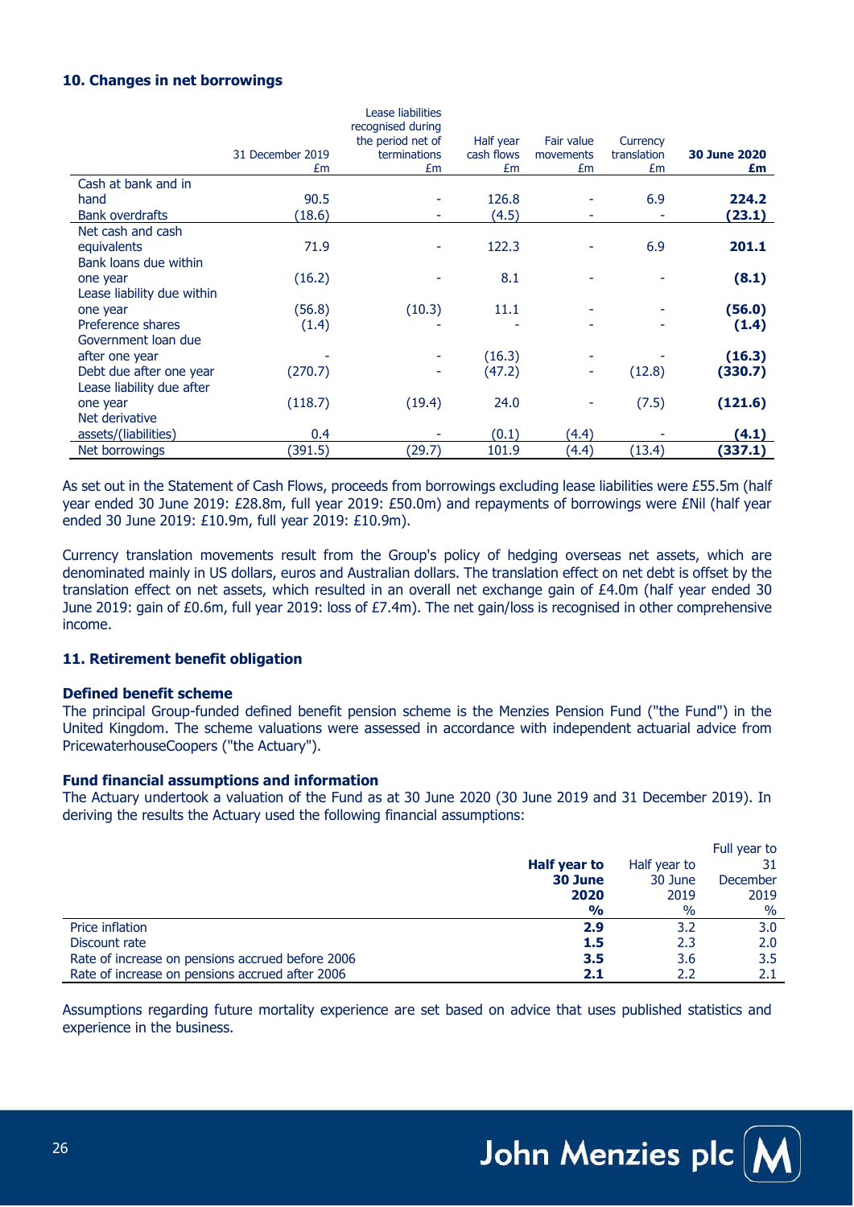### 10. Changes in net borrowings

| | 31 December 2019 £m | Lease liabilities recognised during the period net of terminations £m | Half year cash flows £m | Fair value movements £m | Currency translation £m | **30 June 2020 £m** |
|---|---|---|---|---|---|---|
| Cash at bank and in hand | 90.5 | - | 126.8 | - | 6.9 | **224.2** |
| Bank overdrafts | (18.6) | - | (4.5) | - | - | **(23.1)** |
| Net cash and cash equivalents | 71.9 | - | 122.3 | - | 6.9 | **201.1** |
| Bank loans due within one year | (16.2) | - | 8.1 | - | - | **(8.1)** |
| Lease liability due within one year | (56.8) | (10.3) | 11.1 | - | - | **(56.0)** |
| Preference shares | (1.4) | - | - | - | - | **(1.4)** |
| Government loan due after one year | - | - | (16.3) | - | - | **(16.3)** |
| Debt due after one year | (270.7) | - | (47.2) | - | (12.8) | **(330.7)** |
| Lease liability due after one year | (118.7) | (19.4) | 24.0 | - | (7.5) | **(121.6)** |
| Net derivative assets/(liabilities) | 0.4 | - | (0.1) | (4.4) | - | **(4.1)** |
| Net borrowings | (391.5) | (29.7) | 101.9 | (4.4) | (13.4) | **(337.1)** |

As set out in the Statement of Cash Flows, proceeds from borrowings excluding lease liabilities were £55.5m (half year ended 30 June 2019: £28.8m, full year 2019: £50.0m) and repayments of borrowings were £Nil (half year ended 30 June 2019: £10.9m, full year 2019: £10.9m).

Currency translation movements result from the Group's policy of hedging overseas net assets, which are denominated mainly in US dollars, euros and Australian dollars. The translation effect on net debt is offset by the translation effect on net assets, which resulted in an overall net exchange gain of £4.0m (half year ended 30 June 2019: gain of £0.6m, full year 2019: loss of £7.4m). The net gain/loss is recognised in other comprehensive income.

### 11. Retirement benefit obligation

**Defined benefit scheme**

The principal Group-funded defined benefit pension scheme is the Menzies Pension Fund ("the Fund") in the United Kingdom. The scheme valuations were assessed in accordance with independent actuarial advice from PricewaterhouseCoopers ("the Actuary").

**Fund financial assumptions and information**

The Actuary undertook a valuation of the Fund as at 30 June 2020 (30 June 2019 and 31 December 2019). In deriving the results the Actuary used the following financial assumptions:

| | **Half year to 30 June 2020 %** | Half year to 30 June 2019 % | Full year to 31 December 2019 % |
|---|---|---|---|
| Price inflation | **2.9** | 3.2 | 3.0 |
| Discount rate | **1.5** | 2.3 | 2.0 |
| Rate of increase on pensions accrued before 2006 | **3.5** | 3.6 | 3.5 |
| Rate of increase on pensions accrued after 2006 | **2.1** | 2.2 | 2.1 |

Assumptions regarding future mortality experience are set based on advice that uses published statistics and experience in the business.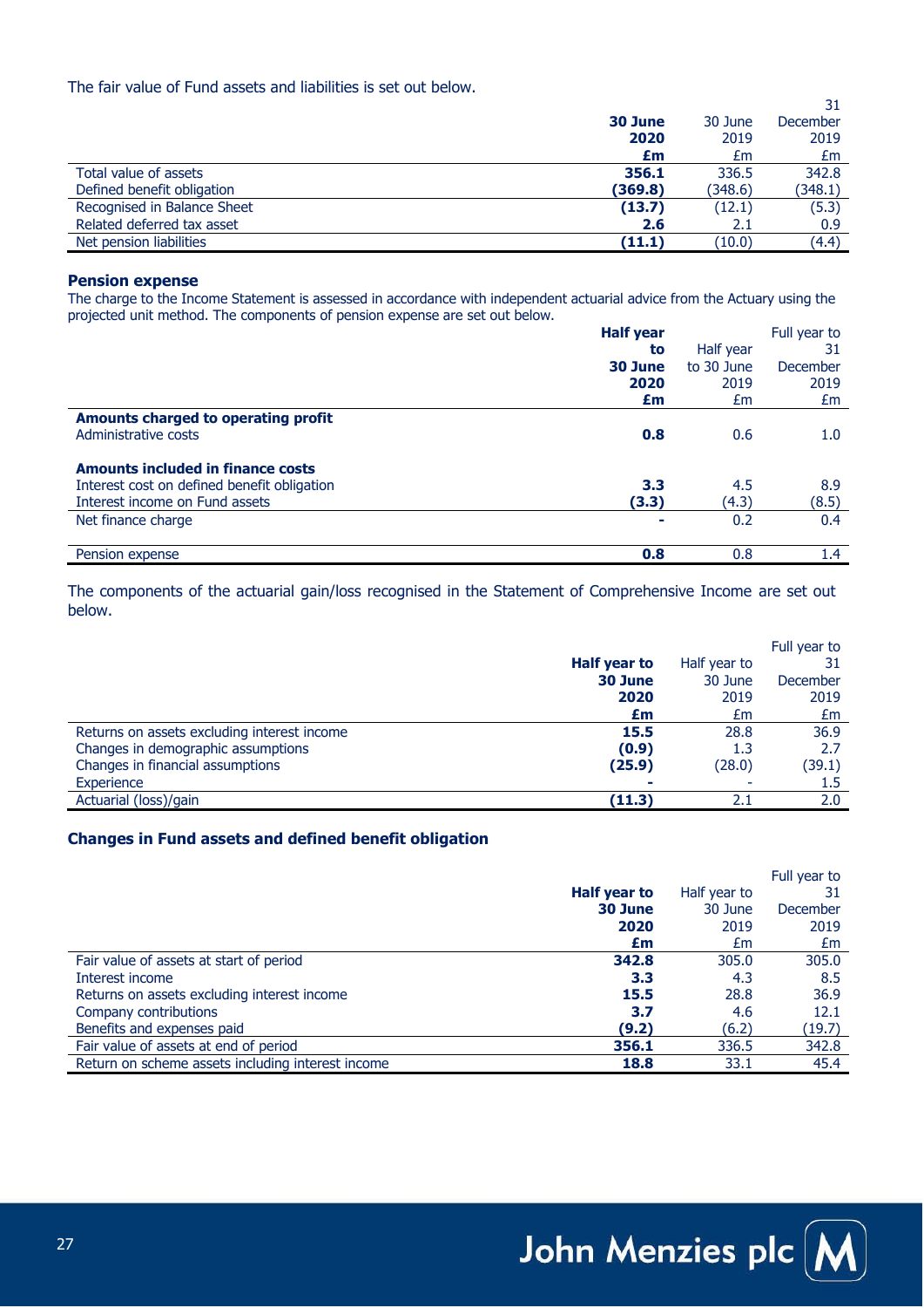The fair value of Fund assets and liabilities is set out below.

| | **30 June 2020 £m** | 30 June 2019 £m | 31 December 2019 £m |
|---|---|---|---|
| Total value of assets | **356.1** | 336.5 | 342.8 |
| Defined benefit obligation | **(369.8)** | (348.6) | (348.1) |
| Recognised in Balance Sheet | **(13.7)** | (12.1) | (5.3) |
| Related deferred tax asset | **2.6** | 2.1 | 0.9 |
| Net pension liabilities | **(11.1)** | (10.0) | (4.4) |

### Pension expense

The charge to the Income Statement is assessed in accordance with independent actuarial advice from the Actuary using the projected unit method. The components of pension expense are set out below.

| | **Half year to 30 June 2020 £m** | Half year to 30 June 2019 £m | Full year to 31 December 2019 £m |
|---|---|---|---|
| **Amounts charged to operating profit** | | | |
| Administrative costs | **0.8** | 0.6 | 1.0 |
| **Amounts included in finance costs** | | | |
| Interest cost on defined benefit obligation | **3.3** | 4.5 | 8.9 |
| Interest income on Fund assets | **(3.3)** | (4.3) | (8.5) |
| Net finance charge | **-** | 0.2 | 0.4 |
| Pension expense | **0.8** | 0.8 | 1.4 |

The components of the actuarial gain/loss recognised in the Statement of Comprehensive Income are set out below.

| | **Half year to 30 June 2020 £m** | Half year to 30 June 2019 £m | Full year to 31 December 2019 £m |
|---|---|---|---|
| Returns on assets excluding interest income | **15.5** | 28.8 | 36.9 |
| Changes in demographic assumptions | **(0.9)** | 1.3 | 2.7 |
| Changes in financial assumptions | **(25.9)** | (28.0) | (39.1) |
| Experience | **-** | - | 1.5 |
| Actuarial (loss)/gain | **(11.3)** | 2.1 | 2.0 |

### Changes in Fund assets and defined benefit obligation

| | **Half year to 30 June 2020 £m** | Half year to 30 June 2019 £m | Full year to 31 December 2019 £m |
|---|---|---|---|
| Fair value of assets at start of period | **342.8** | 305.0 | 305.0 |
| Interest income | **3.3** | 4.3 | 8.5 |
| Returns on assets excluding interest income | **15.5** | 28.8 | 36.9 |
| Company contributions | **3.7** | 4.6 | 12.1 |
| Benefits and expenses paid | **(9.2)** | (6.2) | (19.7) |
| Fair value of assets at end of period | **356.1** | 336.5 | 342.8 |
| Return on scheme assets including interest income | **18.8** | 33.1 | 45.4 |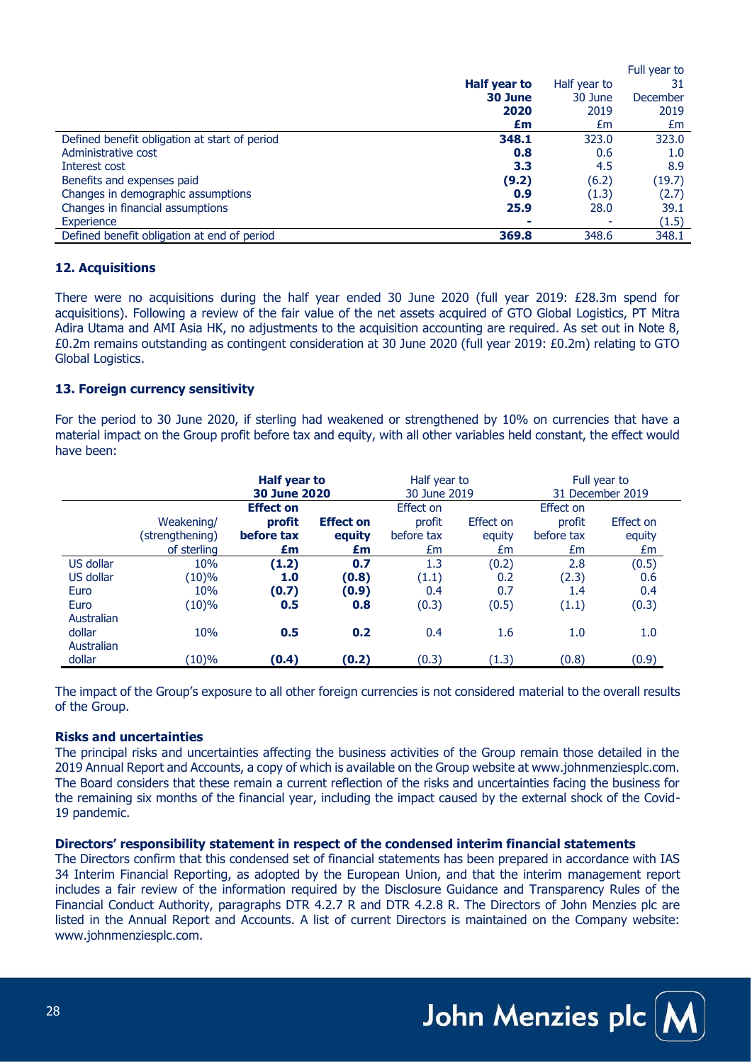| | **Half year to 30 June 2020 £m** | Half year to 30 June 2019 £m | Full year to 31 December 2019 £m |
|---|---|---|---|
| Defined benefit obligation at start of period | **348.1** | 323.0 | 323.0 |
| Administrative cost | **0.8** | 0.6 | 1.0 |
| Interest cost | **3.3** | 4.5 | 8.9 |
| Benefits and expenses paid | **(9.2)** | (6.2) | (19.7) |
| Changes in demographic assumptions | **0.9** | (1.3) | (2.7) |
| Changes in financial assumptions | **25.9** | 28.0 | 39.1 |
| Experience | **-** | - | (1.5) |
| Defined benefit obligation at end of period | **369.8** | 348.6 | 348.1 |

### 12. Acquisitions

There were no acquisitions during the half year ended 30 June 2020 (full year 2019: £28.3m spend for acquisitions). Following a review of the fair value of the net assets acquired of GTO Global Logistics, PT Mitra Adira Utama and AMI Asia HK, no adjustments to the acquisition accounting are required. As set out in Note 8, £0.2m remains outstanding as contingent consideration at 30 June 2020 (full year 2019: £0.2m) relating to GTO Global Logistics.

### 13. Foreign currency sensitivity

For the period to 30 June 2020, if sterling had weakened or strengthened by 10% on currencies that have a material impact on the Group profit before tax and equity, with all other variables held constant, the effect would have been:

| | | **Half year to 30 June 2020** | | Half year to 30 June 2019 | | Full year to 31 December 2019 | |
|---|---|---|---|---|---|---|---|
| | Weakening/ (strengthening) of sterling | **Effect on profit before tax £m** | **Effect on equity £m** | Effect on profit before tax £m | Effect on equity £m | Effect on profit before tax £m | Effect on equity £m |
| US dollar | 10% | **(1.2)** | **0.7** | 1.3 | (0.2) | 2.8 | (0.5) |
| US dollar | (10)% | **1.0** | **(0.8)** | (1.1) | 0.2 | (2.3) | 0.6 |
| Euro | 10% | **(0.7)** | **(0.9)** | 0.4 | 0.7 | 1.4 | 0.4 |
| Euro | (10)% | **0.5** | **0.8** | (0.3) | (0.5) | (1.1) | (0.3) |
| Australian dollar | 10% | **0.5** | **0.2** | 0.4 | 1.6 | 1.0 | 1.0 |
| Australian dollar | (10)% | **(0.4)** | **(0.2)** | (0.3) | (1.3) | (0.8) | (0.9) |

The impact of the Group's exposure to all other foreign currencies is not considered material to the overall results of the Group.

**Risks and uncertainties**

The principal risks and uncertainties affecting the business activities of the Group remain those detailed in the 2019 Annual Report and Accounts, a copy of which is available on the Group website at www.johnmenziesplc.com. The Board considers that these remain a current reflection of the risks and uncertainties facing the business for the remaining six months of the financial year, including the impact caused by the external shock of the Covid-19 pandemic.

**Directors' responsibility statement in respect of the condensed interim financial statements**

The Directors confirm that this condensed set of financial statements has been prepared in accordance with IAS 34 Interim Financial Reporting, as adopted by the European Union, and that the interim management report includes a fair review of the information required by the Disclosure Guidance and Transparency Rules of the Financial Conduct Authority, paragraphs DTR 4.2.7 R and DTR 4.2.8 R. The Directors of John Menzies plc are listed in the Annual Report and Accounts. A list of current Directors is maintained on the Company website: www.johnmenziesplc.com.